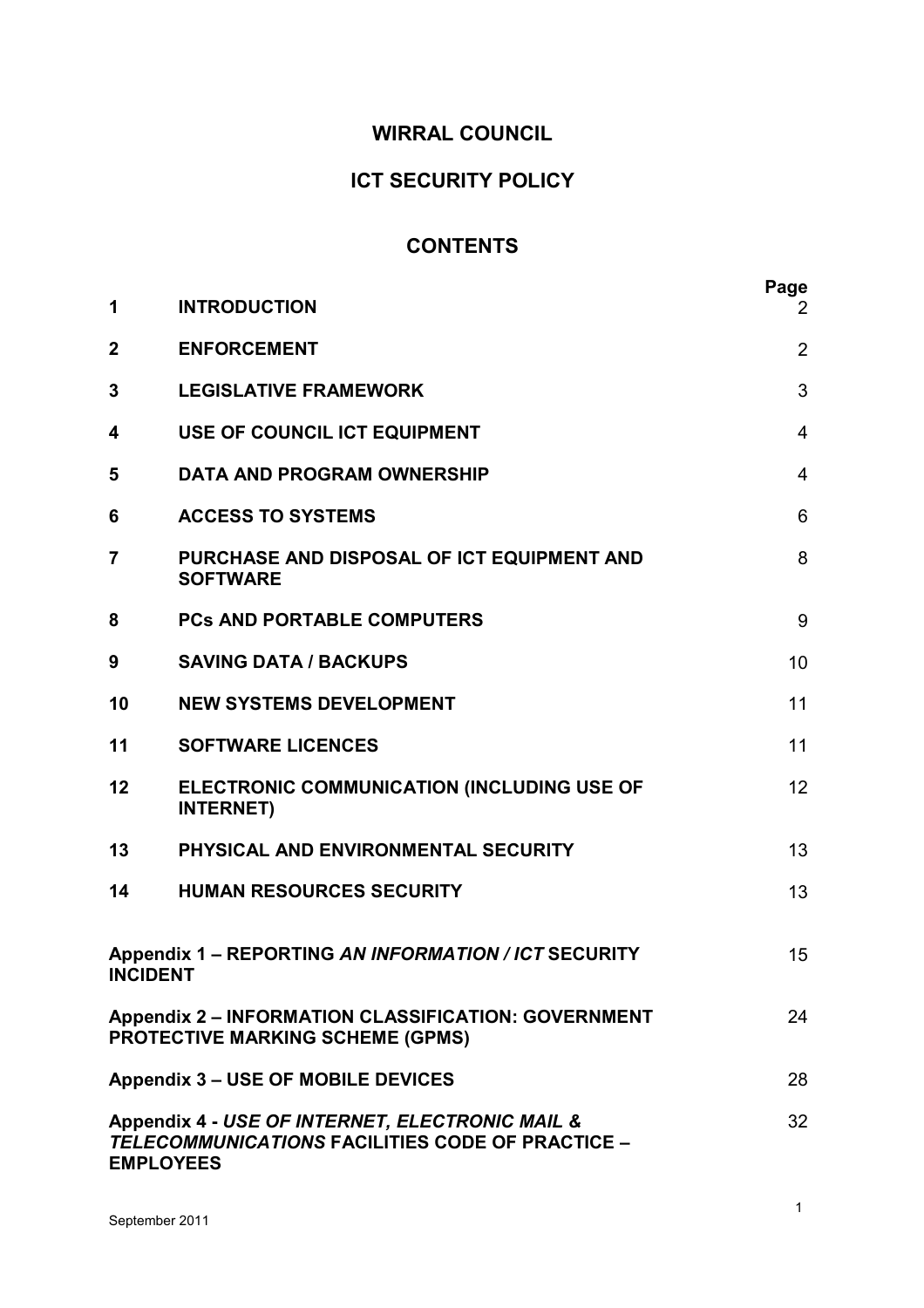# WIRRAL COUNCIL

# ICT SECURITY POLICY

## CONTENTS

| | | Page |
|---|---|---|
| **1** | **INTRODUCTION** | 2 |
| **2** | **ENFORCEMENT** | 2 |
| **3** | **LEGISLATIVE FRAMEWORK** | 3 |
| **4** | **USE OF COUNCIL ICT EQUIPMENT** | 4 |
| **5** | **DATA AND PROGRAM OWNERSHIP** | 4 |
| **6** | **ACCESS TO SYSTEMS** | 6 |
| **7** | **PURCHASE AND DISPOSAL OF ICT EQUIPMENT AND SOFTWARE** | 8 |
| **8** | **PCs AND PORTABLE COMPUTERS** | 9 |
| **9** | **SAVING DATA / BACKUPS** | 10 |
| **10** | **NEW SYSTEMS DEVELOPMENT** | 11 |
| **11** | **SOFTWARE LICENCES** | 11 |
| **12** | **ELECTRONIC COMMUNICATION (INCLUDING USE OF INTERNET)** | 12 |
| **13** | **PHYSICAL AND ENVIRONMENTAL SECURITY** | 13 |
| **14** | **HUMAN RESOURCES SECURITY** | 13 |

| | Page |
|---|---|
| **Appendix 1 – REPORTING *AN INFORMATION / ICT* SECURITY INCIDENT** | 15 |
| **Appendix 2 – INFORMATION CLASSIFICATION: GOVERNMENT PROTECTIVE MARKING SCHEME (GPMS)** | 24 |
| **Appendix 3 – USE OF MOBILE DEVICES** | 28 |
| **Appendix 4 - *USE OF INTERNET, ELECTRONIC MAIL & TELECOMMUNICATIONS* FACILITIES CODE OF PRACTICE – EMPLOYEES** | 32 |

September 2011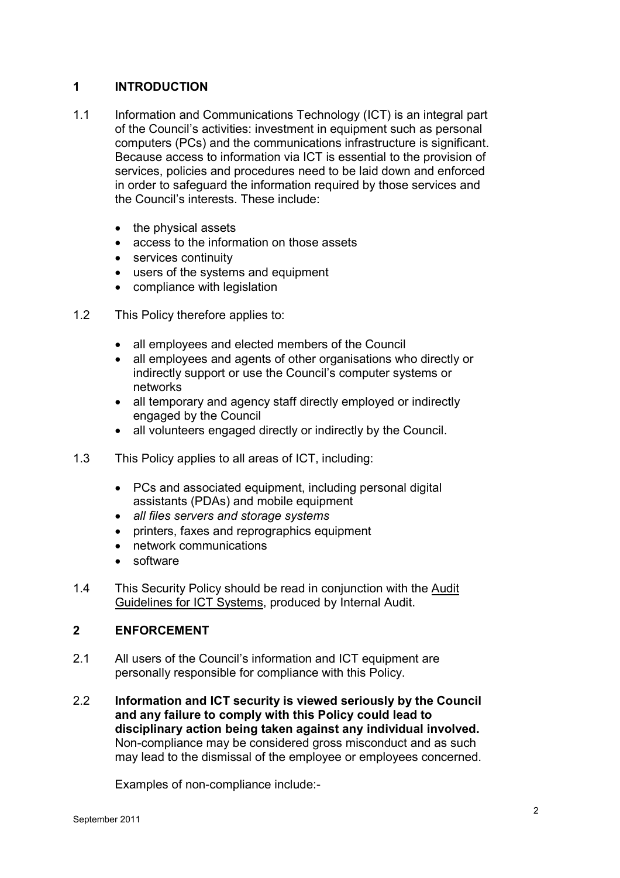## 1 INTRODUCTION

1.1 Information and Communications Technology (ICT) is an integral part of the Council's activities: investment in equipment such as personal computers (PCs) and the communications infrastructure is significant. Because access to information via ICT is essential to the provision of services, policies and procedures need to be laid down and enforced in order to safeguard the information required by those services and the Council's interests. These include:

- the physical assets
- access to the information on those assets
- services continuity
- users of the systems and equipment
- compliance with legislation

1.2 This Policy therefore applies to:

- all employees and elected members of the Council
- all employees and agents of other organisations who directly or indirectly support or use the Council's computer systems or networks
- all temporary and agency staff directly employed or indirectly engaged by the Council
- all volunteers engaged directly or indirectly by the Council.

1.3 This Policy applies to all areas of ICT, including:

- PCs and associated equipment, including personal digital assistants (PDAs) and mobile equipment
- *all files servers and storage systems*
- printers, faxes and reprographics equipment
- network communications
- software

1.4 This Security Policy should be read in conjunction with the Audit Guidelines for ICT Systems, produced by Internal Audit.

## 2 ENFORCEMENT

2.1 All users of the Council's information and ICT equipment are personally responsible for compliance with this Policy.

2.2 **Information and ICT security is viewed seriously by the Council and any failure to comply with this Policy could lead to disciplinary action being taken against any individual involved.** Non-compliance may be considered gross misconduct and as such may lead to the dismissal of the employee or employees concerned.

Examples of non-compliance include:-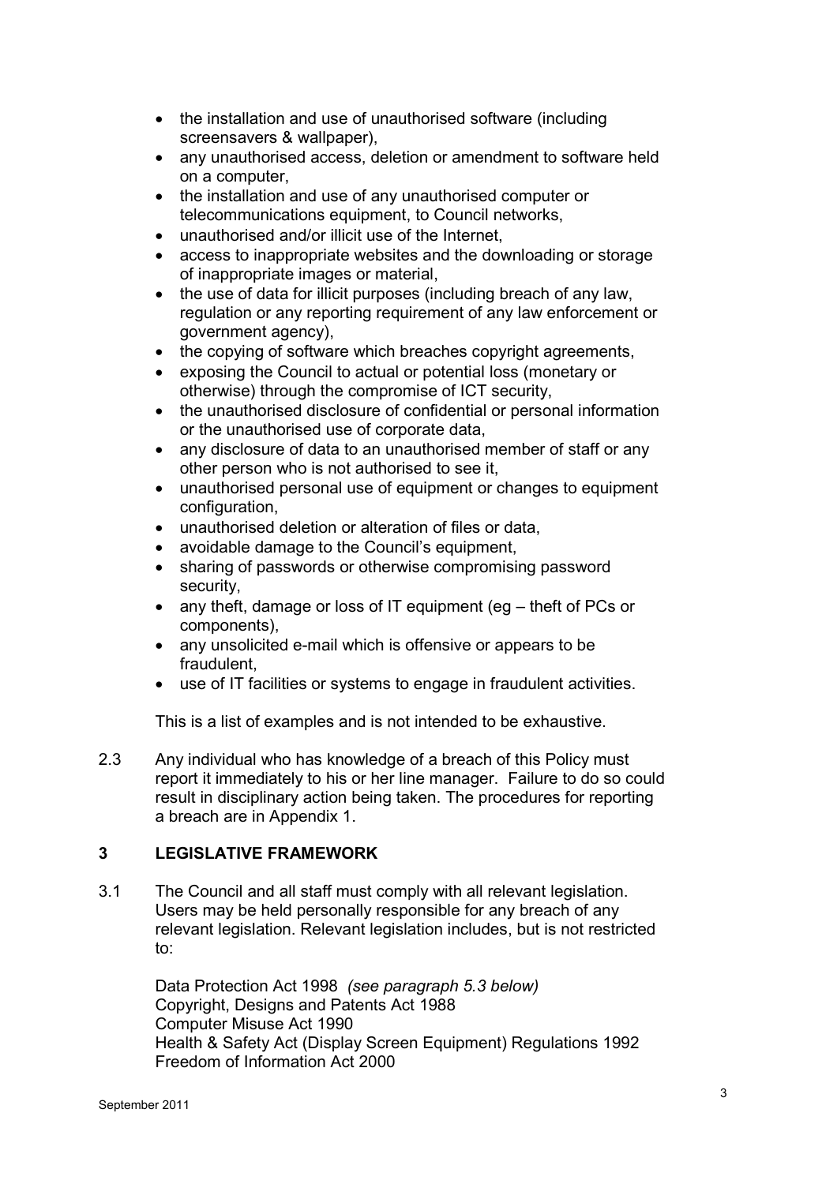- the installation and use of unauthorised software (including screensavers & wallpaper),
- any unauthorised access, deletion or amendment to software held on a computer,
- the installation and use of any unauthorised computer or telecommunications equipment, to Council networks,
- unauthorised and/or illicit use of the Internet,
- access to inappropriate websites and the downloading or storage of inappropriate images or material,
- the use of data for illicit purposes (including breach of any law, regulation or any reporting requirement of any law enforcement or government agency),
- the copying of software which breaches copyright agreements,
- exposing the Council to actual or potential loss (monetary or otherwise) through the compromise of ICT security,
- the unauthorised disclosure of confidential or personal information or the unauthorised use of corporate data,
- any disclosure of data to an unauthorised member of staff or any other person who is not authorised to see it,
- unauthorised personal use of equipment or changes to equipment configuration,
- unauthorised deletion or alteration of files or data,
- avoidable damage to the Council's equipment,
- sharing of passwords or otherwise compromising password security,
- any theft, damage or loss of IT equipment (eg – theft of PCs or components),
- any unsolicited e-mail which is offensive or appears to be fraudulent,
- use of IT facilities or systems to engage in fraudulent activities.

This is a list of examples and is not intended to be exhaustive.

2.3 Any individual who has knowledge of a breach of this Policy must report it immediately to his or her line manager. Failure to do so could result in disciplinary action being taken. The procedures for reporting a breach are in Appendix 1.

## 3 LEGISLATIVE FRAMEWORK

3.1 The Council and all staff must comply with all relevant legislation. Users may be held personally responsible for any breach of any relevant legislation. Relevant legislation includes, but is not restricted to:

Data Protection Act 1998 *(see paragraph 5.3 below)*
Copyright, Designs and Patents Act 1988
Computer Misuse Act 1990
Health & Safety Act (Display Screen Equipment) Regulations 1992
Freedom of Information Act 2000

September 2011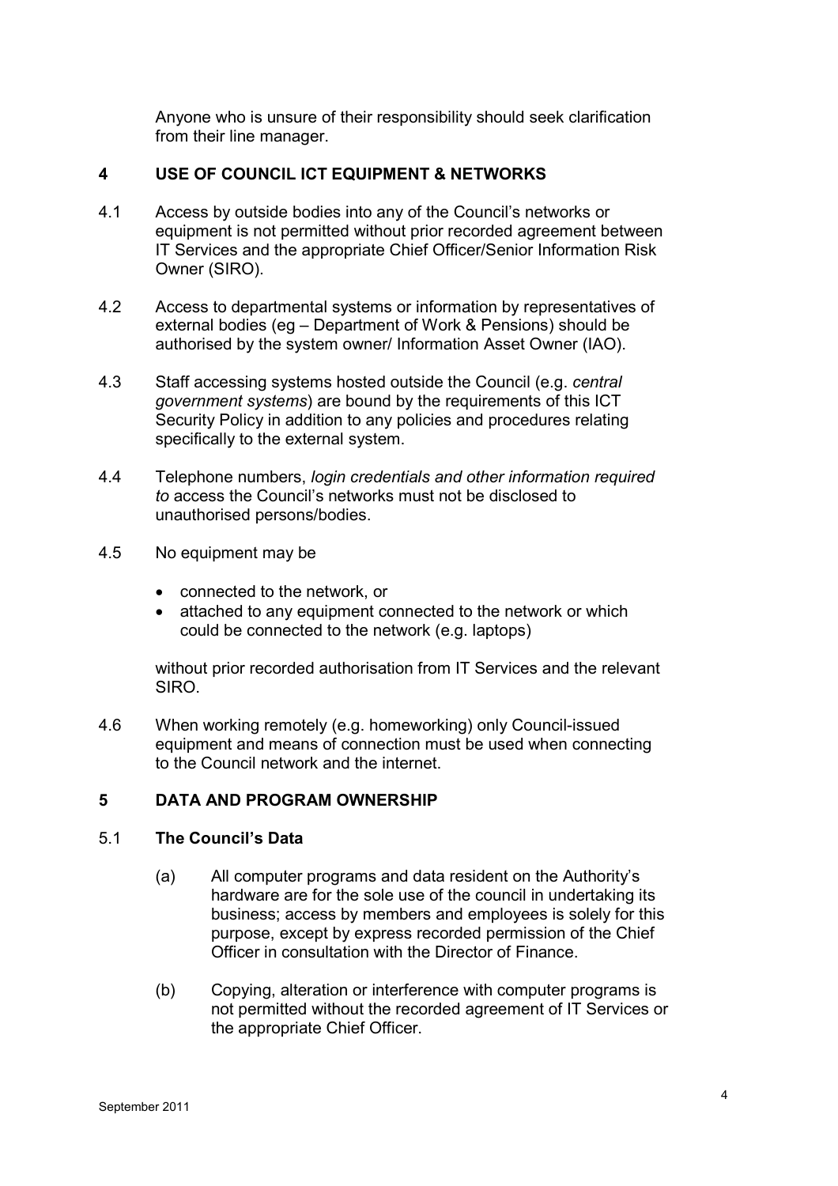Anyone who is unsure of their responsibility should seek clarification from their line manager.

## 4 USE OF COUNCIL ICT EQUIPMENT & NETWORKS

4.1 Access by outside bodies into any of the Council's networks or equipment is not permitted without prior recorded agreement between IT Services and the appropriate Chief Officer/Senior Information Risk Owner (SIRO).

4.2 Access to departmental systems or information by representatives of external bodies (eg – Department of Work & Pensions) should be authorised by the system owner/ Information Asset Owner (IAO).

4.3 Staff accessing systems hosted outside the Council (e.g. *central government systems*) are bound by the requirements of this ICT Security Policy in addition to any policies and procedures relating specifically to the external system.

4.4 Telephone numbers, *login credentials and other information required to* access the Council's networks must not be disclosed to unauthorised persons/bodies.

4.5 No equipment may be

- connected to the network, or
- attached to any equipment connected to the network or which could be connected to the network (e.g. laptops)

without prior recorded authorisation from IT Services and the relevant SIRO.

4.6 When working remotely (e.g. homeworking) only Council-issued equipment and means of connection must be used when connecting to the Council network and the internet.

## 5 DATA AND PROGRAM OWNERSHIP

### 5.1 The Council's Data

(a) All computer programs and data resident on the Authority's hardware are for the sole use of the council in undertaking its business; access by members and employees is solely for this purpose, except by express recorded permission of the Chief Officer in consultation with the Director of Finance.

(b) Copying, alteration or interference with computer programs is not permitted without the recorded agreement of IT Services or the appropriate Chief Officer.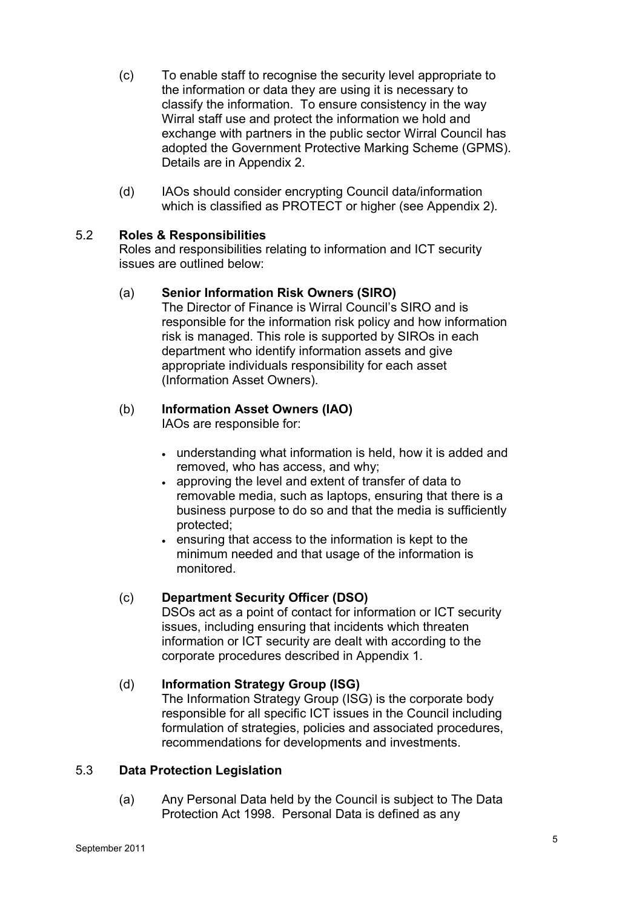(c) To enable staff to recognise the security level appropriate to the information or data they are using it is necessary to classify the information. To ensure consistency in the way Wirral staff use and protect the information we hold and exchange with partners in the public sector Wirral Council has adopted the Government Protective Marking Scheme (GPMS). Details are in Appendix 2.

(d) IAOs should consider encrypting Council data/information which is classified as PROTECT or higher (see Appendix 2).

### 5.2 Roles & Responsibilities

Roles and responsibilities relating to information and ICT security issues are outlined below:

(a) **Senior Information Risk Owners (SIRO)**

The Director of Finance is Wirral Council's SIRO and is responsible for the information risk policy and how information risk is managed. This role is supported by SIROs in each department who identify information assets and give appropriate individuals responsibility for each asset (Information Asset Owners).

(b) **Information Asset Owners (IAO)**

IAOs are responsible for:

- understanding what information is held, how it is added and removed, who has access, and why;
- approving the level and extent of transfer of data to removable media, such as laptops, ensuring that there is a business purpose to do so and that the media is sufficiently protected;
- ensuring that access to the information is kept to the minimum needed and that usage of the information is monitored.

(c) **Department Security Officer (DSO)**

DSOs act as a point of contact for information or ICT security issues, including ensuring that incidents which threaten information or ICT security are dealt with according to the corporate procedures described in Appendix 1.

(d) **Information Strategy Group (ISG)**

The Information Strategy Group (ISG) is the corporate body responsible for all specific ICT issues in the Council including formulation of strategies, policies and associated procedures, recommendations for developments and investments.

### 5.3 Data Protection Legislation

(a) Any Personal Data held by the Council is subject to The Data Protection Act 1998. Personal Data is defined as any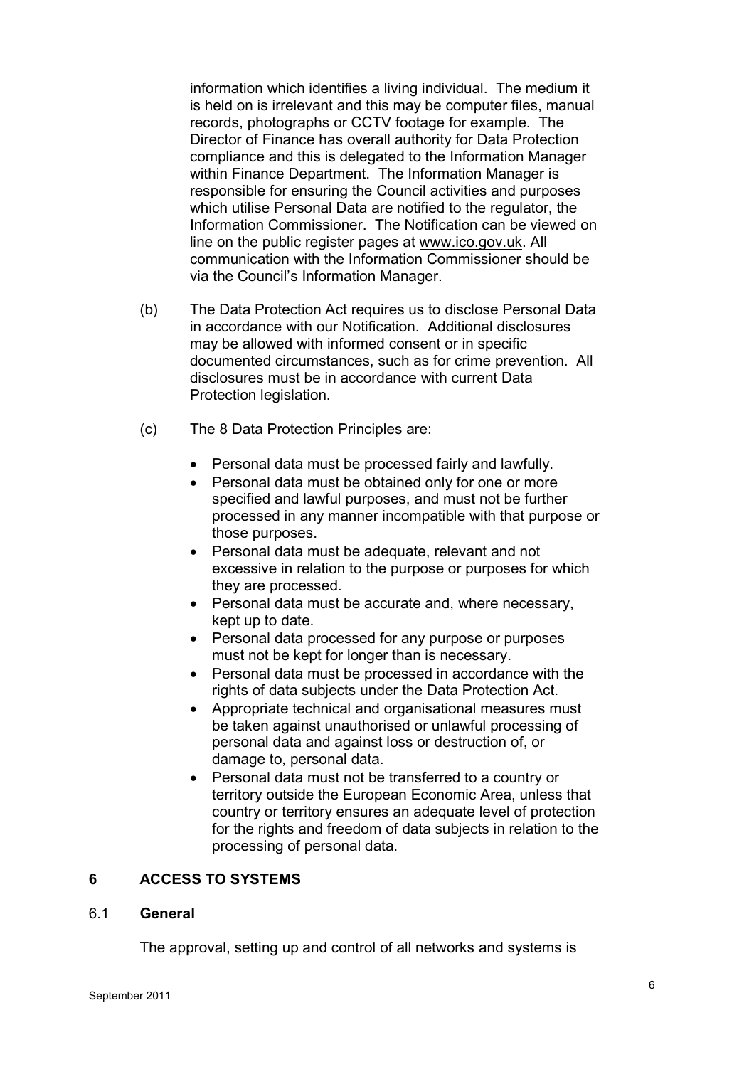information which identifies a living individual. The medium it is held on is irrelevant and this may be computer files, manual records, photographs or CCTV footage for example. The Director of Finance has overall authority for Data Protection compliance and this is delegated to the Information Manager within Finance Department. The Information Manager is responsible for ensuring the Council activities and purposes which utilise Personal Data are notified to the regulator, the Information Commissioner. The Notification can be viewed on line on the public register pages at www.ico.gov.uk. All communication with the Information Commissioner should be via the Council's Information Manager.

(b) The Data Protection Act requires us to disclose Personal Data in accordance with our Notification. Additional disclosures may be allowed with informed consent or in specific documented circumstances, such as for crime prevention. All disclosures must be in accordance with current Data Protection legislation.

(c) The 8 Data Protection Principles are:

- Personal data must be processed fairly and lawfully.
- Personal data must be obtained only for one or more specified and lawful purposes, and must not be further processed in any manner incompatible with that purpose or those purposes.
- Personal data must be adequate, relevant and not excessive in relation to the purpose or purposes for which they are processed.
- Personal data must be accurate and, where necessary, kept up to date.
- Personal data processed for any purpose or purposes must not be kept for longer than is necessary.
- Personal data must be processed in accordance with the rights of data subjects under the Data Protection Act.
- Appropriate technical and organisational measures must be taken against unauthorised or unlawful processing of personal data and against loss or destruction of, or damage to, personal data.
- Personal data must not be transferred to a country or territory outside the European Economic Area, unless that country or territory ensures an adequate level of protection for the rights and freedom of data subjects in relation to the processing of personal data.

## 6 ACCESS TO SYSTEMS

### 6.1 General

The approval, setting up and control of all networks and systems is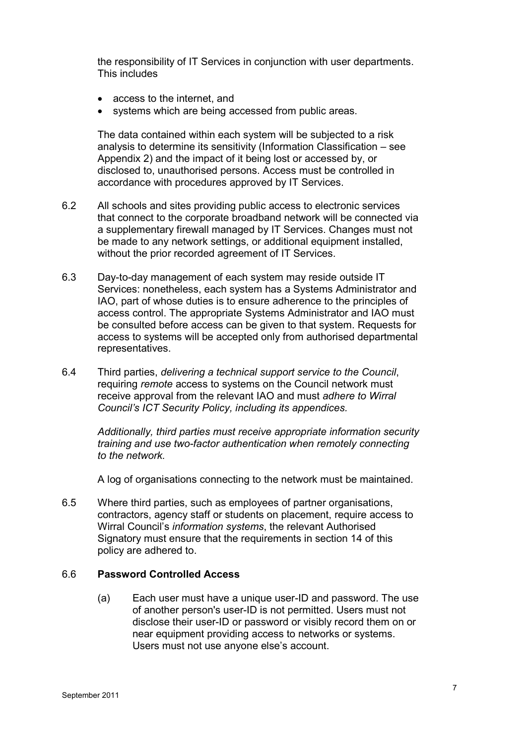the responsibility of IT Services in conjunction with user departments. This includes

- access to the internet, and
- systems which are being accessed from public areas.

The data contained within each system will be subjected to a risk analysis to determine its sensitivity (Information Classification – see Appendix 2) and the impact of it being lost or accessed by, or disclosed to, unauthorised persons. Access must be controlled in accordance with procedures approved by IT Services.

6.2 All schools and sites providing public access to electronic services that connect to the corporate broadband network will be connected via a supplementary firewall managed by IT Services. Changes must not be made to any network settings, or additional equipment installed, without the prior recorded agreement of IT Services.

6.3 Day-to-day management of each system may reside outside IT Services: nonetheless, each system has a Systems Administrator and IAO, part of whose duties is to ensure adherence to the principles of access control. The appropriate Systems Administrator and IAO must be consulted before access can be given to that system. Requests for access to systems will be accepted only from authorised departmental representatives.

6.4 Third parties, *delivering a technical support service to the Council*, requiring *remote* access to systems on the Council network must receive approval from the relevant IAO and must *adhere to Wirral Council's ICT Security Policy, including its appendices.*

*Additionally, third parties must receive appropriate information security training and use two-factor authentication when remotely connecting to the network.*

A log of organisations connecting to the network must be maintained.

6.5 Where third parties, such as employees of partner organisations, contractors, agency staff or students on placement, require access to Wirral Council's *information systems*, the relevant Authorised Signatory must ensure that the requirements in section 14 of this policy are adhered to.

### 6.6 Password Controlled Access

(a) Each user must have a unique user-ID and password. The use of another person's user-ID is not permitted. Users must not disclose their user-ID or password or visibly record them on or near equipment providing access to networks or systems. Users must not use anyone else's account.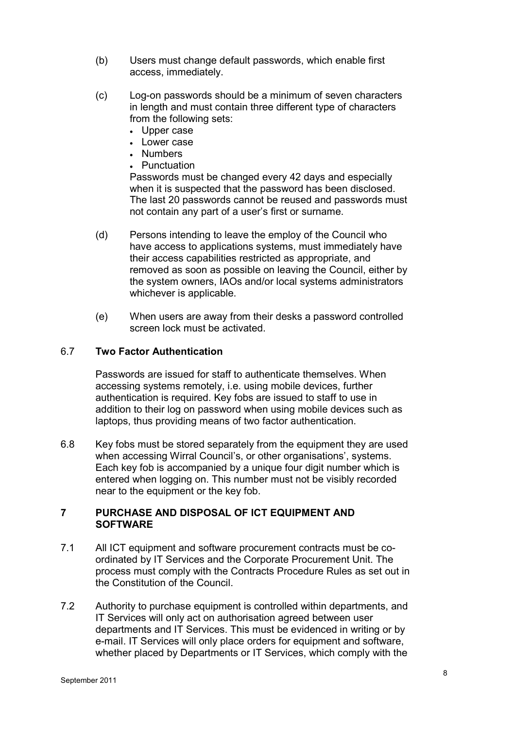(b) Users must change default passwords, which enable first access, immediately.

(c) Log-on passwords should be a minimum of seven characters in length and must contain three different type of characters from the following sets:

- Upper case
- Lower case
- Numbers
- Punctuation

Passwords must be changed every 42 days and especially when it is suspected that the password has been disclosed. The last 20 passwords cannot be reused and passwords must not contain any part of a user's first or surname.

(d) Persons intending to leave the employ of the Council who have access to applications systems, must immediately have their access capabilities restricted as appropriate, and removed as soon as possible on leaving the Council, either by the system owners, IAOs and/or local systems administrators whichever is applicable.

(e) When users are away from their desks a password controlled screen lock must be activated.

6.7 **Two Factor Authentication**

Passwords are issued for staff to authenticate themselves. When accessing systems remotely, i.e. using mobile devices, further authentication is required. Key fobs are issued to staff to use in addition to their log on password when using mobile devices such as laptops, thus providing means of two factor authentication.

6.8 Key fobs must be stored separately from the equipment they are used when accessing Wirral Council's, or other organisations', systems. Each key fob is accompanied by a unique four digit number which is entered when logging on. This number must not be visibly recorded near to the equipment or the key fob.

## 7 PURCHASE AND DISPOSAL OF ICT EQUIPMENT AND SOFTWARE

7.1 All ICT equipment and software procurement contracts must be co-ordinated by IT Services and the Corporate Procurement Unit. The process must comply with the Contracts Procedure Rules as set out in the Constitution of the Council.

7.2 Authority to purchase equipment is controlled within departments, and IT Services will only act on authorisation agreed between user departments and IT Services. This must be evidenced in writing or by e-mail. IT Services will only place orders for equipment and software, whether placed by Departments or IT Services, which comply with the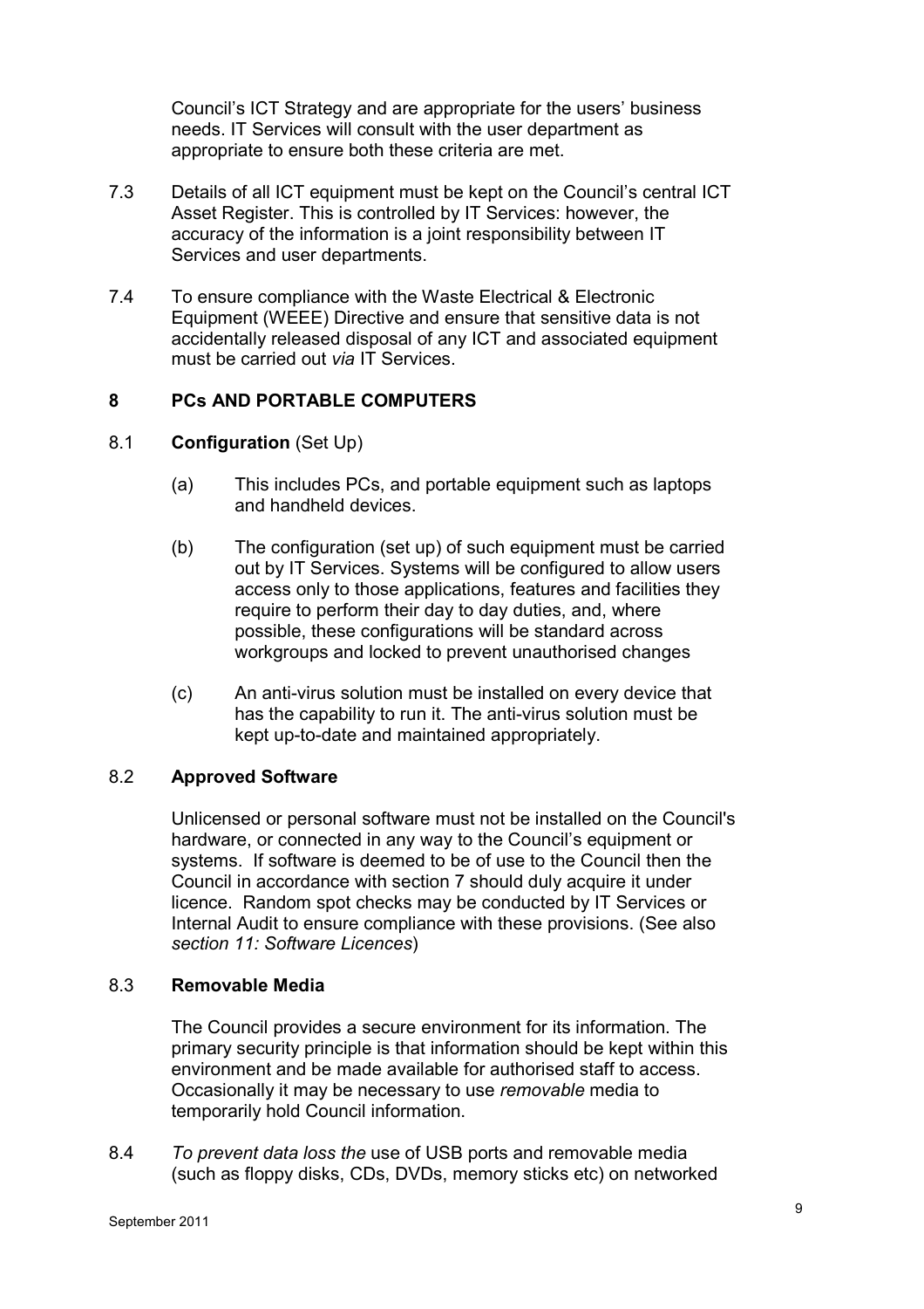Council's ICT Strategy and are appropriate for the users' business needs. IT Services will consult with the user department as appropriate to ensure both these criteria are met.

7.3 Details of all ICT equipment must be kept on the Council's central ICT Asset Register. This is controlled by IT Services: however, the accuracy of the information is a joint responsibility between IT Services and user departments.

7.4 To ensure compliance with the Waste Electrical & Electronic Equipment (WEEE) Directive and ensure that sensitive data is not accidentally released disposal of any ICT and associated equipment must be carried out *via* IT Services.

## 8 PCs AND PORTABLE COMPUTERS

8.1 **Configuration** (Set Up)

(a) This includes PCs, and portable equipment such as laptops and handheld devices.

(b) The configuration (set up) of such equipment must be carried out by IT Services. Systems will be configured to allow users access only to those applications, features and facilities they require to perform their day to day duties, and, where possible, these configurations will be standard across workgroups and locked to prevent unauthorised changes

(c) An anti-virus solution must be installed on every device that has the capability to run it. The anti-virus solution must be kept up-to-date and maintained appropriately.

8.2 **Approved Software**

Unlicensed or personal software must not be installed on the Council's hardware, or connected in any way to the Council's equipment or systems. If software is deemed to be of use to the Council then the Council in accordance with section 7 should duly acquire it under licence. Random spot checks may be conducted by IT Services or Internal Audit to ensure compliance with these provisions. (See also *section 11: Software Licences*)

8.3 **Removable Media**

The Council provides a secure environment for its information. The primary security principle is that information should be kept within this environment and be made available for authorised staff to access. Occasionally it may be necessary to use *removable* media to temporarily hold Council information.

8.4 *To prevent data loss the* use of USB ports and removable media (such as floppy disks, CDs, DVDs, memory sticks etc) on networked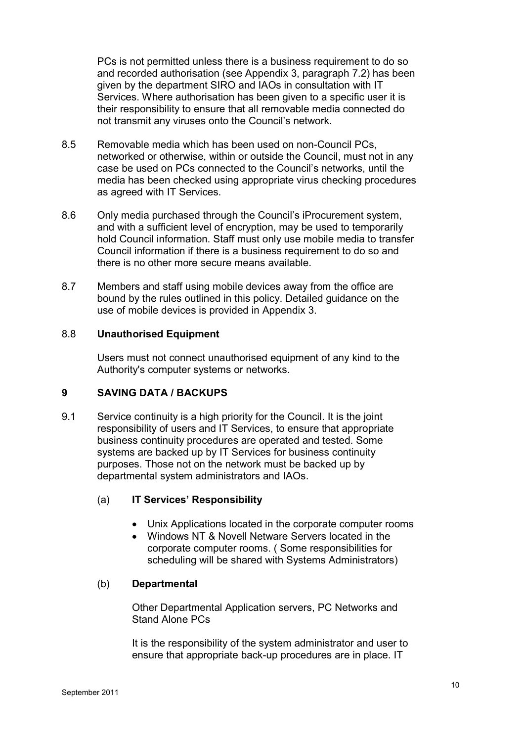PCs is not permitted unless there is a business requirement to do so and recorded authorisation (see Appendix 3, paragraph 7.2) has been given by the department SIRO and IAOs in consultation with IT Services. Where authorisation has been given to a specific user it is their responsibility to ensure that all removable media connected do not transmit any viruses onto the Council's network.

8.5 Removable media which has been used on non-Council PCs, networked or otherwise, within or outside the Council, must not in any case be used on PCs connected to the Council's networks, until the media has been checked using appropriate virus checking procedures as agreed with IT Services.

8.6 Only media purchased through the Council's iProcurement system, and with a sufficient level of encryption, may be used to temporarily hold Council information. Staff must only use mobile media to transfer Council information if there is a business requirement to do so and there is no other more secure means available.

8.7 Members and staff using mobile devices away from the office are bound by the rules outlined in this policy. Detailed guidance on the use of mobile devices is provided in Appendix 3.

8.8 **Unauthorised Equipment**

Users must not connect unauthorised equipment of any kind to the Authority's computer systems or networks.

## 9 SAVING DATA / BACKUPS

9.1 Service continuity is a high priority for the Council. It is the joint responsibility of users and IT Services, to ensure that appropriate business continuity procedures are operated and tested. Some systems are backed up by IT Services for business continuity purposes. Those not on the network must be backed up by departmental system administrators and IAOs.

(a) **IT Services' Responsibility**

- Unix Applications located in the corporate computer rooms
- Windows NT & Novell Netware Servers located in the corporate computer rooms. ( Some responsibilities for scheduling will be shared with Systems Administrators)

(b) **Departmental**

Other Departmental Application servers, PC Networks and Stand Alone PCs

It is the responsibility of the system administrator and user to ensure that appropriate back-up procedures are in place. IT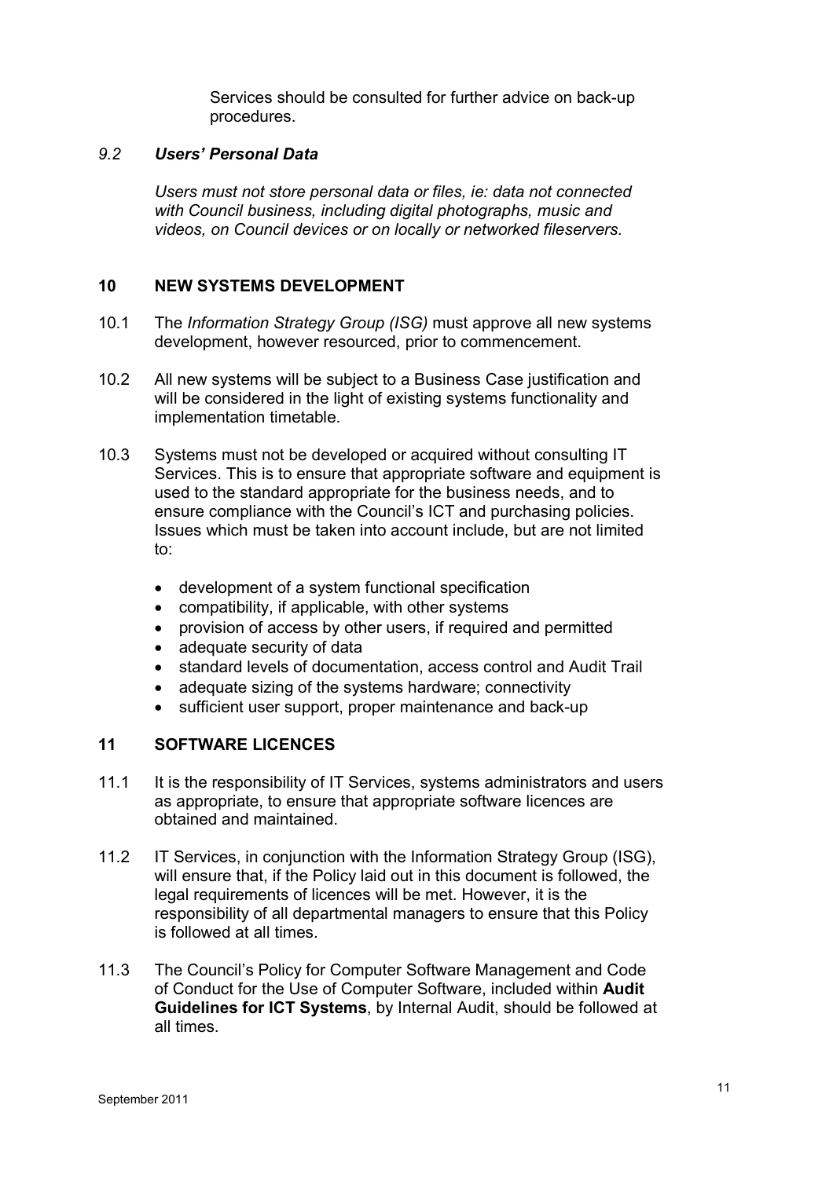Services should be consulted for further advice on back-up procedures.

### *9.2 Users' Personal Data*

*Users must not store personal data or files, ie: data not connected with Council business, including digital photographs, music and videos, on Council devices or on locally or networked fileservers.*

## 10 NEW SYSTEMS DEVELOPMENT

10.1 The *Information Strategy Group (ISG)* must approve all new systems development, however resourced, prior to commencement.

10.2 All new systems will be subject to a Business Case justification and will be considered in the light of existing systems functionality and implementation timetable.

10.3 Systems must not be developed or acquired without consulting IT Services. This is to ensure that appropriate software and equipment is used to the standard appropriate for the business needs, and to ensure compliance with the Council's ICT and purchasing policies. Issues which must be taken into account include, but are not limited to:

- development of a system functional specification
- compatibility, if applicable, with other systems
- provision of access by other users, if required and permitted
- adequate security of data
- standard levels of documentation, access control and Audit Trail
- adequate sizing of the systems hardware; connectivity
- sufficient user support, proper maintenance and back-up

## 11 SOFTWARE LICENCES

11.1 It is the responsibility of IT Services, systems administrators and users as appropriate, to ensure that appropriate software licences are obtained and maintained.

11.2 IT Services, in conjunction with the Information Strategy Group (ISG), will ensure that, if the Policy laid out in this document is followed, the legal requirements of licences will be met. However, it is the responsibility of all departmental managers to ensure that this Policy is followed at all times.

11.3 The Council's Policy for Computer Software Management and Code of Conduct for the Use of Computer Software, included within **Audit Guidelines for ICT Systems**, by Internal Audit, should be followed at all times.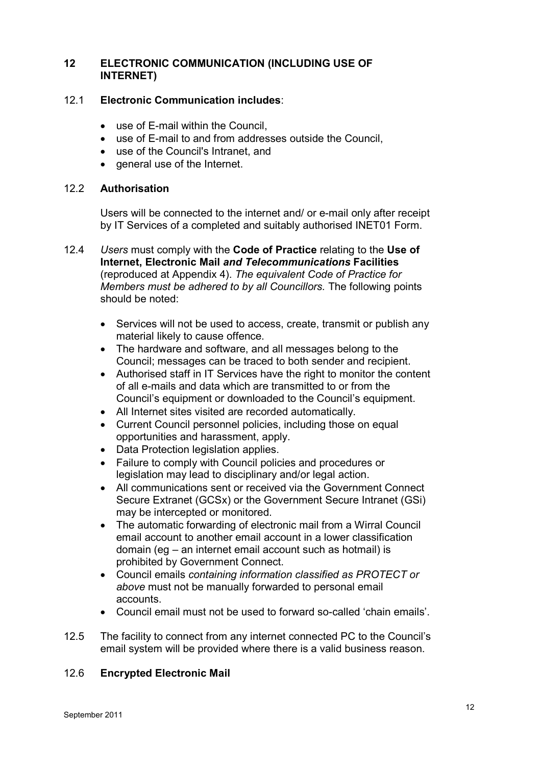## 12 ELECTRONIC COMMUNICATION (INCLUDING USE OF INTERNET)

### 12.1 **Electronic Communication includes**:

- use of E-mail within the Council,
- use of E-mail to and from addresses outside the Council,
- use of the Council's Intranet, and
- general use of the Internet.

### 12.2 **Authorisation**

Users will be connected to the internet and/ or e-mail only after receipt by IT Services of a completed and suitably authorised INET01 Form.

12.4 *Users* must comply with the **Code of Practice** relating to the **Use of Internet, Electronic Mail** ***and Telecommunications*** **Facilities** (reproduced at Appendix 4). *The equivalent Code of Practice for Members must be adhered to by all Councillors.* The following points should be noted:

- Services will not be used to access, create, transmit or publish any material likely to cause offence.
- The hardware and software, and all messages belong to the Council; messages can be traced to both sender and recipient.
- Authorised staff in IT Services have the right to monitor the content of all e-mails and data which are transmitted to or from the Council's equipment or downloaded to the Council's equipment.
- All Internet sites visited are recorded automatically.
- Current Council personnel policies, including those on equal opportunities and harassment, apply.
- Data Protection legislation applies.
- Failure to comply with Council policies and procedures or legislation may lead to disciplinary and/or legal action.
- All communications sent or received via the Government Connect Secure Extranet (GCSx) or the Government Secure Intranet (GSi) may be intercepted or monitored.
- The automatic forwarding of electronic mail from a Wirral Council email account to another email account in a lower classification domain (eg – an internet email account such as hotmail) is prohibited by Government Connect.
- Council emails *containing information classified as PROTECT or above* must not be manually forwarded to personal email accounts.
- Council email must not be used to forward so-called 'chain emails'.

12.5 The facility to connect from any internet connected PC to the Council's email system will be provided where there is a valid business reason.

### 12.6 **Encrypted Electronic Mail**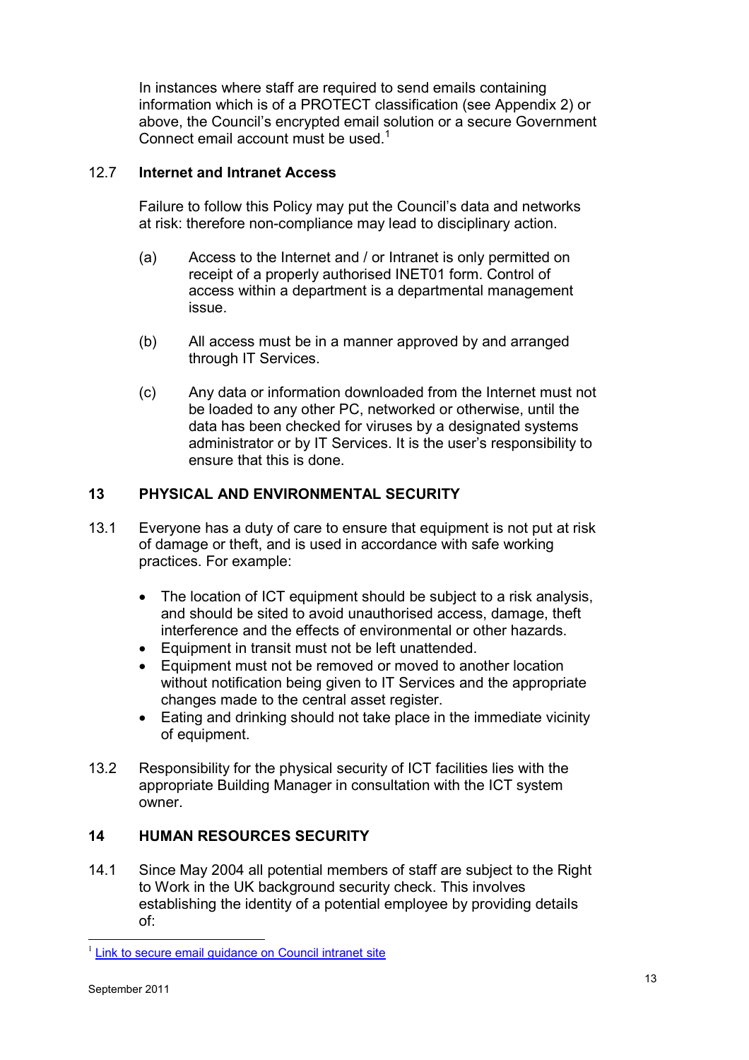In instances where staff are required to send emails containing information which is of a PROTECT classification (see Appendix 2) or above, the Council's encrypted email solution or a secure Government Connect email account must be used.[1]

### 12.7 Internet and Intranet Access

Failure to follow this Policy may put the Council's data and networks at risk: therefore non-compliance may lead to disciplinary action.

(a) Access to the Internet and / or Intranet is only permitted on receipt of a properly authorised INET01 form. Control of access within a department is a departmental management issue.

(b) All access must be in a manner approved by and arranged through IT Services.

(c) Any data or information downloaded from the Internet must not be loaded to any other PC, networked or otherwise, until the data has been checked for viruses by a designated systems administrator or by IT Services. It is the user's responsibility to ensure that this is done.

## 13 PHYSICAL AND ENVIRONMENTAL SECURITY

13.1 Everyone has a duty of care to ensure that equipment is not put at risk of damage or theft, and is used in accordance with safe working practices. For example:

- The location of ICT equipment should be subject to a risk analysis, and should be sited to avoid unauthorised access, damage, theft interference and the effects of environmental or other hazards.
- Equipment in transit must not be left unattended.
- Equipment must not be removed or moved to another location without notification being given to IT Services and the appropriate changes made to the central asset register.
- Eating and drinking should not take place in the immediate vicinity of equipment.

13.2 Responsibility for the physical security of ICT facilities lies with the appropriate Building Manager in consultation with the ICT system owner.

## 14 HUMAN RESOURCES SECURITY

14.1 Since May 2004 all potential members of staff are subject to the Right to Work in the UK background security check. This involves establishing the identity of a potential employee by providing details of:

---

[1] Link to secure email guidance on Council intranet site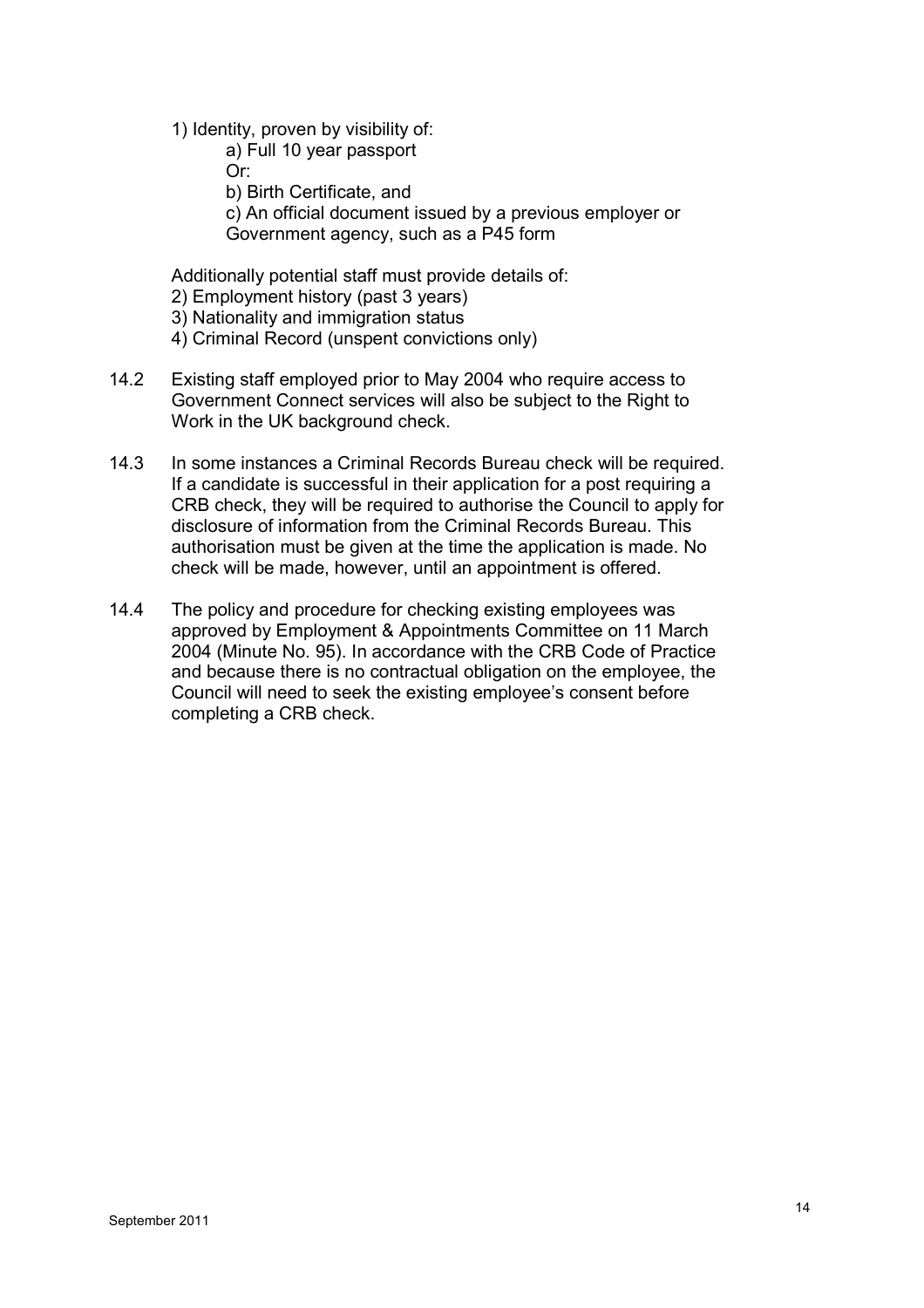1) Identity, proven by visibility of:

    a) Full 10 year passport

    Or:

    b) Birth Certificate, and

    c) An official document issued by a previous employer or Government agency, such as a P45 form

Additionally potential staff must provide details of:

2) Employment history (past 3 years)

3) Nationality and immigration status

4) Criminal Record (unspent convictions only)

14.2 Existing staff employed prior to May 2004 who require access to Government Connect services will also be subject to the Right to Work in the UK background check.

14.3 In some instances a Criminal Records Bureau check will be required. If a candidate is successful in their application for a post requiring a CRB check, they will be required to authorise the Council to apply for disclosure of information from the Criminal Records Bureau. This authorisation must be given at the time the application is made. No check will be made, however, until an appointment is offered.

14.4 The policy and procedure for checking existing employees was approved by Employment & Appointments Committee on 11 March 2004 (Minute No. 95). In accordance with the CRB Code of Practice and because there is no contractual obligation on the employee, the Council will need to seek the existing employee's consent before completing a CRB check.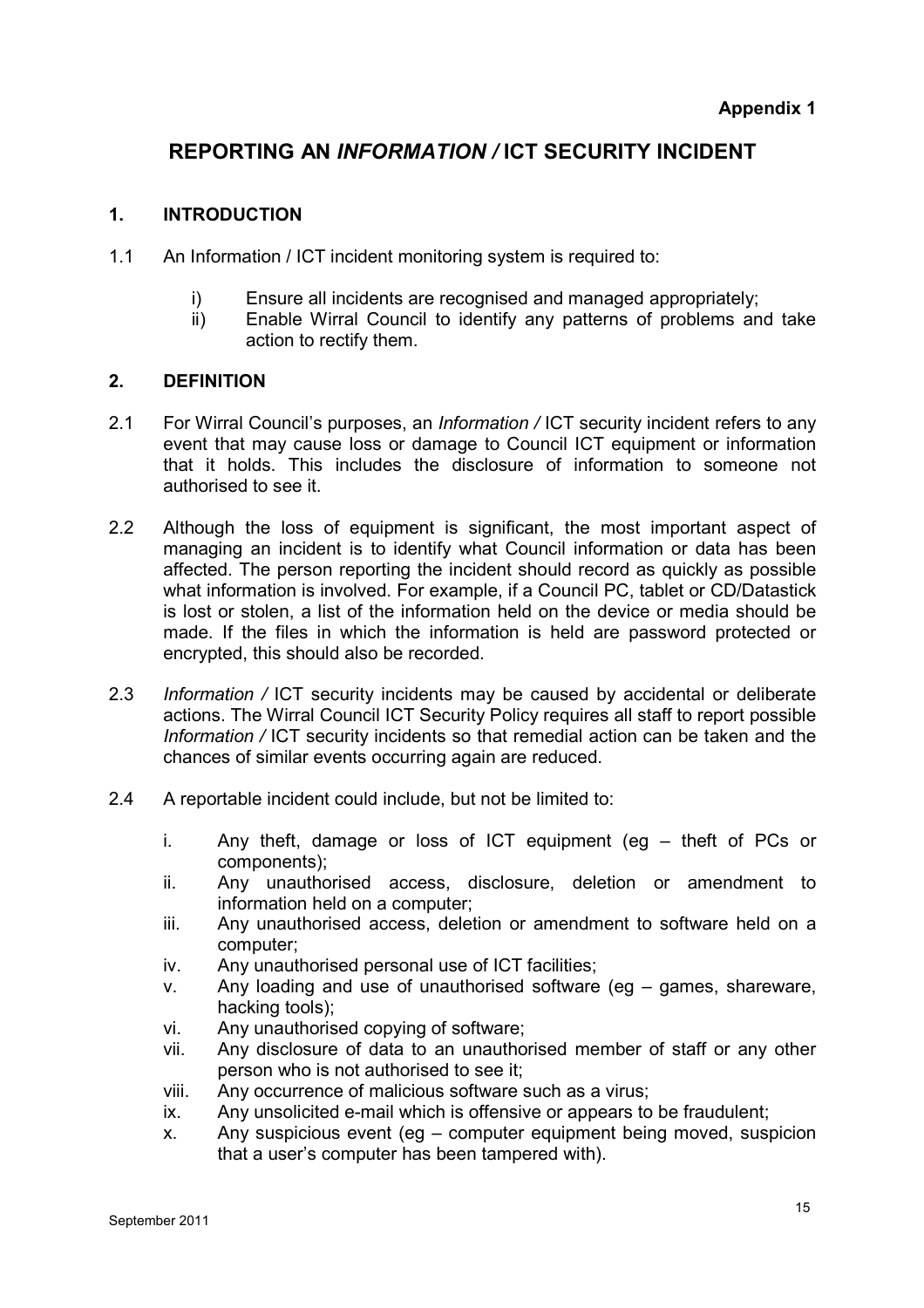**Appendix 1**

# REPORTING AN *INFORMATION /* ICT SECURITY INCIDENT

## 1. INTRODUCTION

1.1 An Information / ICT incident monitoring system is required to:

- i) Ensure all incidents are recognised and managed appropriately;
- ii) Enable Wirral Council to identify any patterns of problems and take action to rectify them.

## 2. DEFINITION

2.1 For Wirral Council's purposes, an *Information /* ICT security incident refers to any event that may cause loss or damage to Council ICT equipment or information that it holds. This includes the disclosure of information to someone not authorised to see it.

2.2 Although the loss of equipment is significant, the most important aspect of managing an incident is to identify what Council information or data has been affected. The person reporting the incident should record as quickly as possible what information is involved. For example, if a Council PC, tablet or CD/Datastick is lost or stolen, a list of the information held on the device or media should be made. If the files in which the information is held are password protected or encrypted, this should also be recorded.

2.3 *Information /* ICT security incidents may be caused by accidental or deliberate actions. The Wirral Council ICT Security Policy requires all staff to report possible *Information /* ICT security incidents so that remedial action can be taken and the chances of similar events occurring again are reduced.

2.4 A reportable incident could include, but not be limited to:

- i. Any theft, damage or loss of ICT equipment (eg – theft of PCs or components);
- ii. Any unauthorised access, disclosure, deletion or amendment to information held on a computer;
- iii. Any unauthorised access, deletion or amendment to software held on a computer;
- iv. Any unauthorised personal use of ICT facilities;
- v. Any loading and use of unauthorised software (eg – games, shareware, hacking tools);
- vi. Any unauthorised copying of software;
- vii. Any disclosure of data to an unauthorised member of staff or any other person who is not authorised to see it;
- viii. Any occurrence of malicious software such as a virus;
- ix. Any unsolicited e-mail which is offensive or appears to be fraudulent;
- x. Any suspicious event (eg – computer equipment being moved, suspicion that a user's computer has been tampered with).

September 2011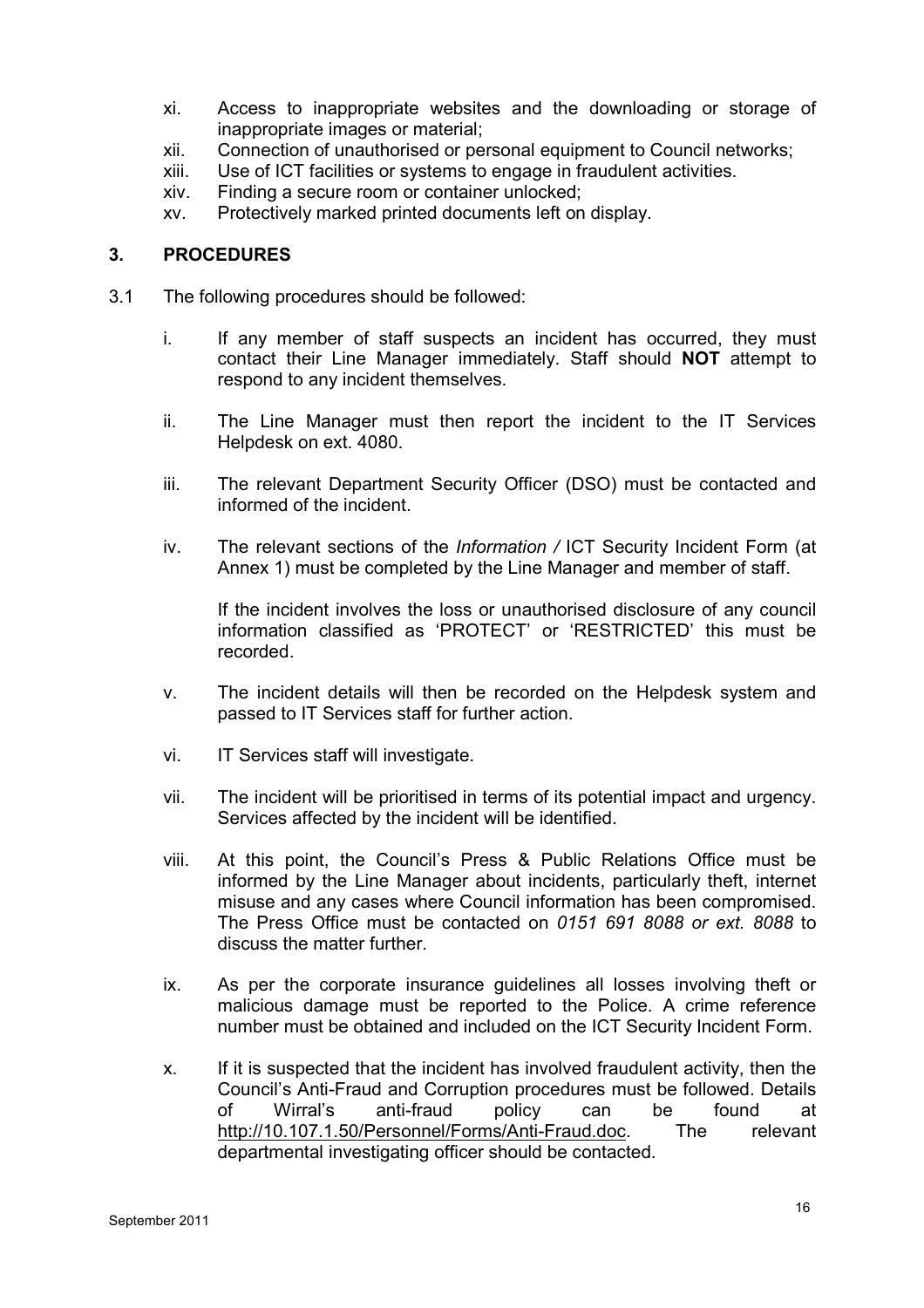xi. Access to inappropriate websites and the downloading or storage of inappropriate images or material;

xii. Connection of unauthorised or personal equipment to Council networks;

xiii. Use of ICT facilities or systems to engage in fraudulent activities.

xiv. Finding a secure room or container unlocked;

xv. Protectively marked printed documents left on display.

## 3. PROCEDURES

3.1 The following procedures should be followed:

i. If any member of staff suspects an incident has occurred, they must contact their Line Manager immediately. Staff should **NOT** attempt to respond to any incident themselves.

ii. The Line Manager must then report the incident to the IT Services Helpdesk on ext. 4080.

iii. The relevant Department Security Officer (DSO) must be contacted and informed of the incident.

iv. The relevant sections of the *Information /* ICT Security Incident Form (at Annex 1) must be completed by the Line Manager and member of staff.

If the incident involves the loss or unauthorised disclosure of any council information classified as 'PROTECT' or 'RESTRICTED' this must be recorded.

v. The incident details will then be recorded on the Helpdesk system and passed to IT Services staff for further action.

vi. IT Services staff will investigate.

vii. The incident will be prioritised in terms of its potential impact and urgency. Services affected by the incident will be identified.

viii. At this point, the Council's Press & Public Relations Office must be informed by the Line Manager about incidents, particularly theft, internet misuse and any cases where Council information has been compromised. The Press Office must be contacted on *0151 691 8088 or ext. 8088* to discuss the matter further.

ix. As per the corporate insurance guidelines all losses involving theft or malicious damage must be reported to the Police. A crime reference number must be obtained and included on the ICT Security Incident Form.

x. If it is suspected that the incident has involved fraudulent activity, then the Council's Anti-Fraud and Corruption procedures must be followed. Details of Wirral's anti-fraud policy can be found at http://10.107.1.50/Personnel/Forms/Anti-Fraud.doc. The relevant departmental investigating officer should be contacted.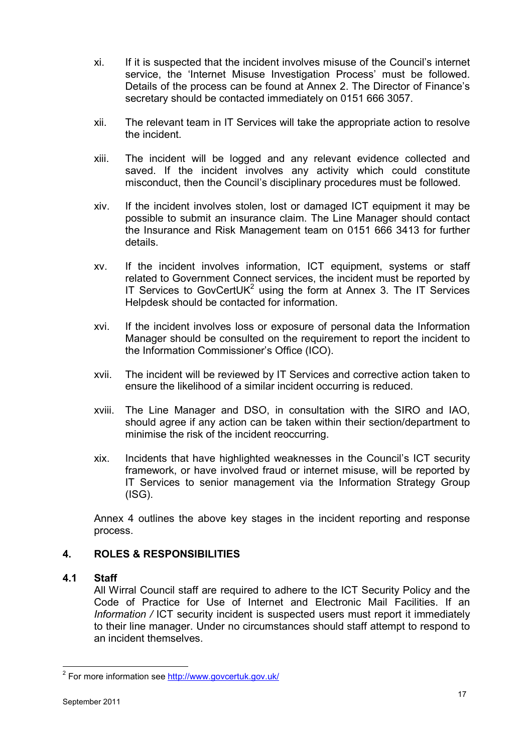xi. If it is suspected that the incident involves misuse of the Council's internet service, the 'Internet Misuse Investigation Process' must be followed. Details of the process can be found at Annex 2. The Director of Finance's secretary should be contacted immediately on 0151 666 3057.

xii. The relevant team in IT Services will take the appropriate action to resolve the incident.

xiii. The incident will be logged and any relevant evidence collected and saved. If the incident involves any activity which could constitute misconduct, then the Council's disciplinary procedures must be followed.

xiv. If the incident involves stolen, lost or damaged ICT equipment it may be possible to submit an insurance claim. The Line Manager should contact the Insurance and Risk Management team on 0151 666 3413 for further details.

xv. If the incident involves information, ICT equipment, systems or staff related to Government Connect services, the incident must be reported by IT Services to GovCertUK[2] using the form at Annex 3. The IT Services Helpdesk should be contacted for information.

xvi. If the incident involves loss or exposure of personal data the Information Manager should be consulted on the requirement to report the incident to the Information Commissioner's Office (ICO).

xvii. The incident will be reviewed by IT Services and corrective action taken to ensure the likelihood of a similar incident occurring is reduced.

xviii. The Line Manager and DSO, in consultation with the SIRO and IAO, should agree if any action can be taken within their section/department to minimise the risk of the incident reoccurring.

xix. Incidents that have highlighted weaknesses in the Council's ICT security framework, or have involved fraud or internet misuse, will be reported by IT Services to senior management via the Information Strategy Group (ISG).

Annex 4 outlines the above key stages in the incident reporting and response process.

## 4. ROLES & RESPONSIBILITIES

### 4.1 Staff

All Wirral Council staff are required to adhere to the ICT Security Policy and the Code of Practice for Use of Internet and Electronic Mail Facilities. If an *Information /* ICT security incident is suspected users must report it immediately to their line manager. Under no circumstances should staff attempt to respond to an incident themselves.

---

[2] For more information see http://www.govcertuk.gov.uk/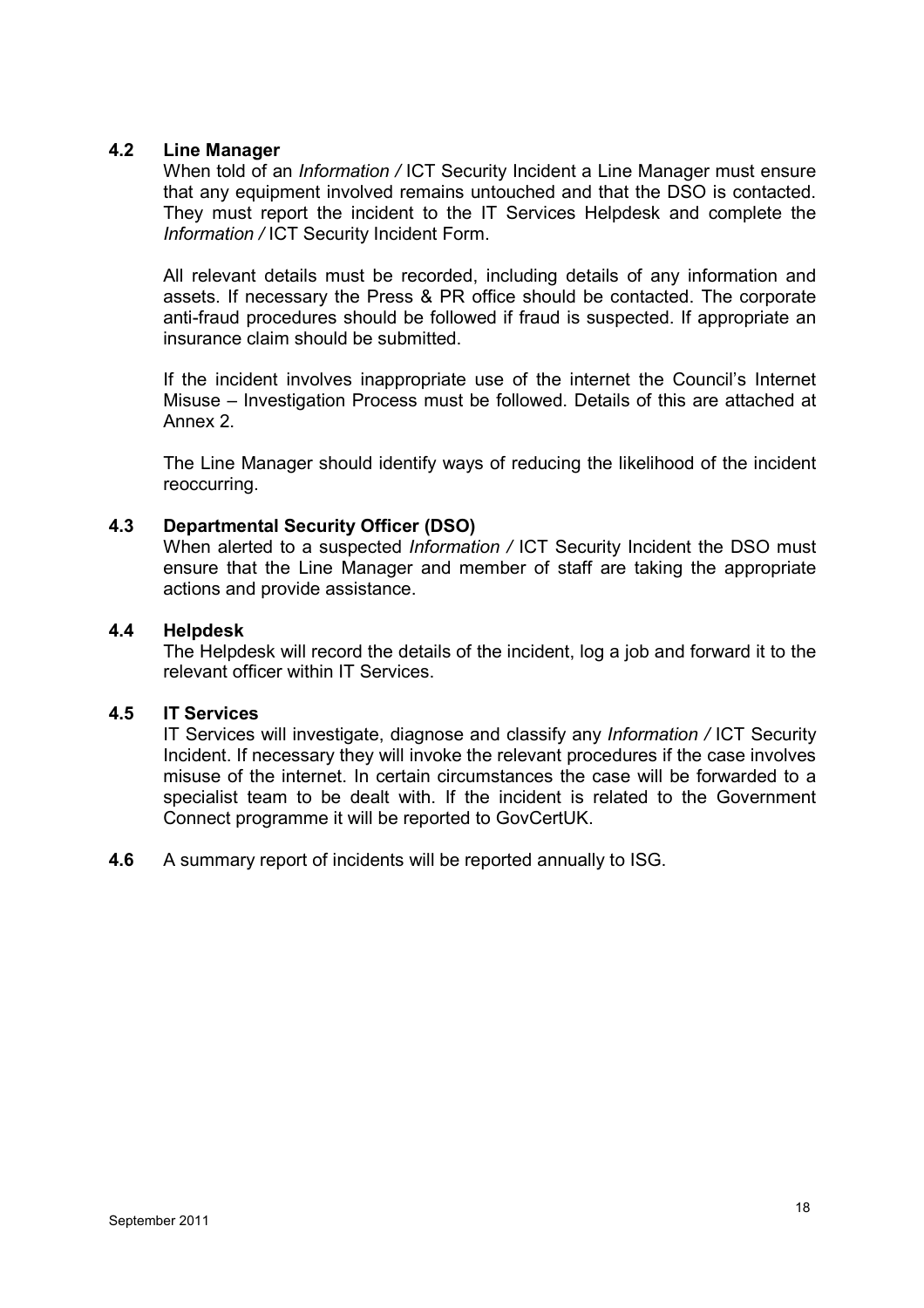### 4.2 Line Manager

When told of an *Information /* ICT Security Incident a Line Manager must ensure that any equipment involved remains untouched and that the DSO is contacted. They must report the incident to the IT Services Helpdesk and complete the *Information /* ICT Security Incident Form.

All relevant details must be recorded, including details of any information and assets. If necessary the Press & PR office should be contacted. The corporate anti-fraud procedures should be followed if fraud is suspected. If appropriate an insurance claim should be submitted.

If the incident involves inappropriate use of the internet the Council's Internet Misuse – Investigation Process must be followed. Details of this are attached at Annex 2.

The Line Manager should identify ways of reducing the likelihood of the incident reoccurring.

### 4.3 Departmental Security Officer (DSO)

When alerted to a suspected *Information /* ICT Security Incident the DSO must ensure that the Line Manager and member of staff are taking the appropriate actions and provide assistance.

### 4.4 Helpdesk

The Helpdesk will record the details of the incident, log a job and forward it to the relevant officer within IT Services.

### 4.5 IT Services

IT Services will investigate, diagnose and classify any *Information /* ICT Security Incident. If necessary they will invoke the relevant procedures if the case involves misuse of the internet. In certain circumstances the case will be forwarded to a specialist team to be dealt with. If the incident is related to the Government Connect programme it will be reported to GovCertUK.

**4.6** A summary report of incidents will be reported annually to ISG.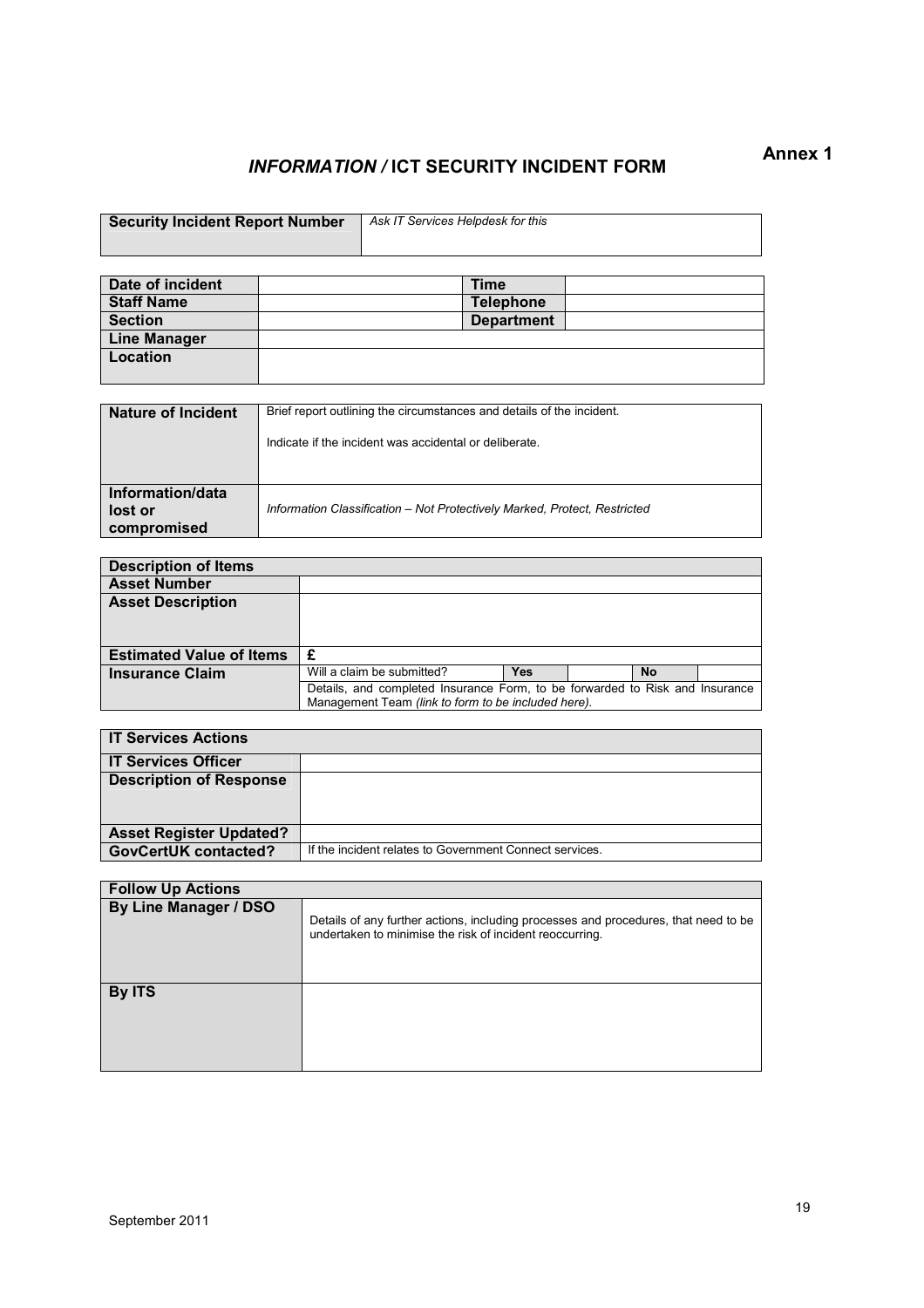**Annex 1**

# *INFORMATION /* ICT SECURITY INCIDENT FORM

| **Security Incident Report Number** | *Ask IT Services Helpdesk for this* |
|---|---|

| **Date of incident** | | **Time** | |
|---|---|---|---|
| **Staff Name** | | **Telephone** | |
| **Section** | | **Department** | |
| **Line Manager** | | | |
| **Location** | | | |

| **Nature of Incident** | Brief report outlining the circumstances and details of the incident.<br><br>Indicate if the incident was accidental or deliberate. |
|---|---|
| **Information/data lost or compromised** | *Information Classification – Not Protectively Marked, Protect, Restricted* |

| **Description of Items** | | | | | |
|---|---|---|---|---|---|
| **Asset Number** | | | | | |
| **Asset Description** | | | | | |
| **Estimated Value of Items** | £ | | | | |
| **Insurance Claim** | Will a claim be submitted? | **Yes** | | **No** | |
| | Details, and completed Insurance Form, to be forwarded to Risk and Insurance Management Team *(link to form to be included here).* | | | | |

| **IT Services Actions** | |
|---|---|
| **IT Services Officer** | |
| **Description of Response** | |
| **Asset Register Updated?** | |
| **GovCertUK contacted?** | If the incident relates to Government Connect services. |

| **Follow Up Actions** | |
|---|---|
| **By Line Manager / DSO** | Details of any further actions, including processes and procedures, that need to be undertaken to minimise the risk of incident reoccurring. |
| **By ITS** | |

September 2011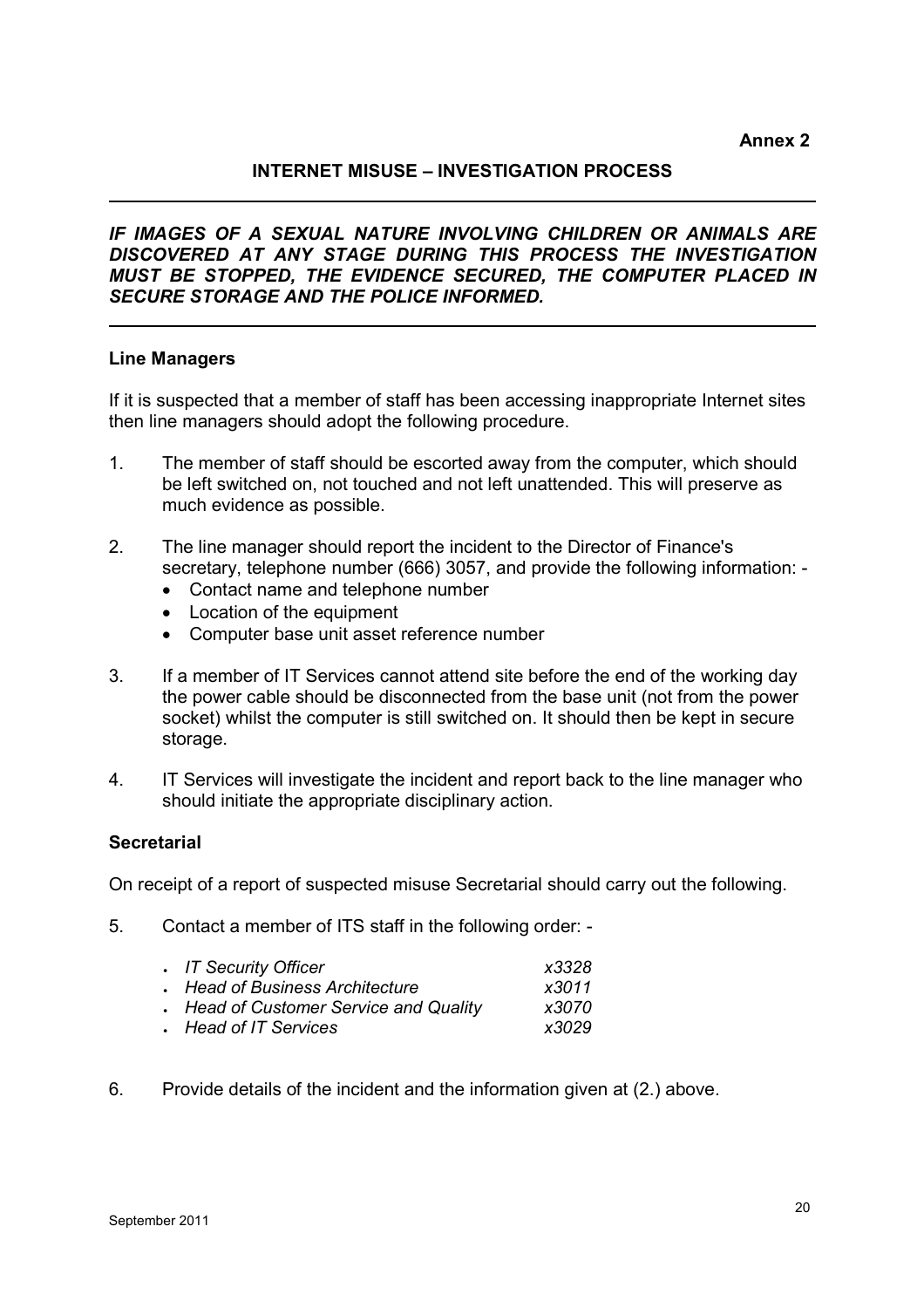**Annex 2**

## INTERNET MISUSE – INVESTIGATION PROCESS

---

***IF IMAGES OF A SEXUAL NATURE INVOLVING CHILDREN OR ANIMALS ARE DISCOVERED AT ANY STAGE DURING THIS PROCESS THE INVESTIGATION MUST BE STOPPED, THE EVIDENCE SECURED, THE COMPUTER PLACED IN SECURE STORAGE AND THE POLICE INFORMED.***

---

### Line Managers

If it is suspected that a member of staff has been accessing inappropriate Internet sites then line managers should adopt the following procedure.

1. The member of staff should be escorted away from the computer, which should be left switched on, not touched and not left unattended. This will preserve as much evidence as possible.

2. The line manager should report the incident to the Director of Finance's secretary, telephone number (666) 3057, and provide the following information: -
   - Contact name and telephone number
   - Location of the equipment
   - Computer base unit asset reference number

3. If a member of IT Services cannot attend site before the end of the working day the power cable should be disconnected from the base unit (not from the power socket) whilst the computer is still switched on. It should then be kept in secure storage.

4. IT Services will investigate the incident and report back to the line manager who should initiate the appropriate disciplinary action.

### Secretarial

On receipt of a report of suspected misuse Secretarial should carry out the following.

5. Contact a member of ITS staff in the following order: -
   - *IT Security Officer* *x3328*
   - *Head of Business Architecture* *x3011*
   - *Head of Customer Service and Quality* *x3070*
   - *Head of IT Services* *x3029*

6. Provide details of the incident and the information given at (2.) above.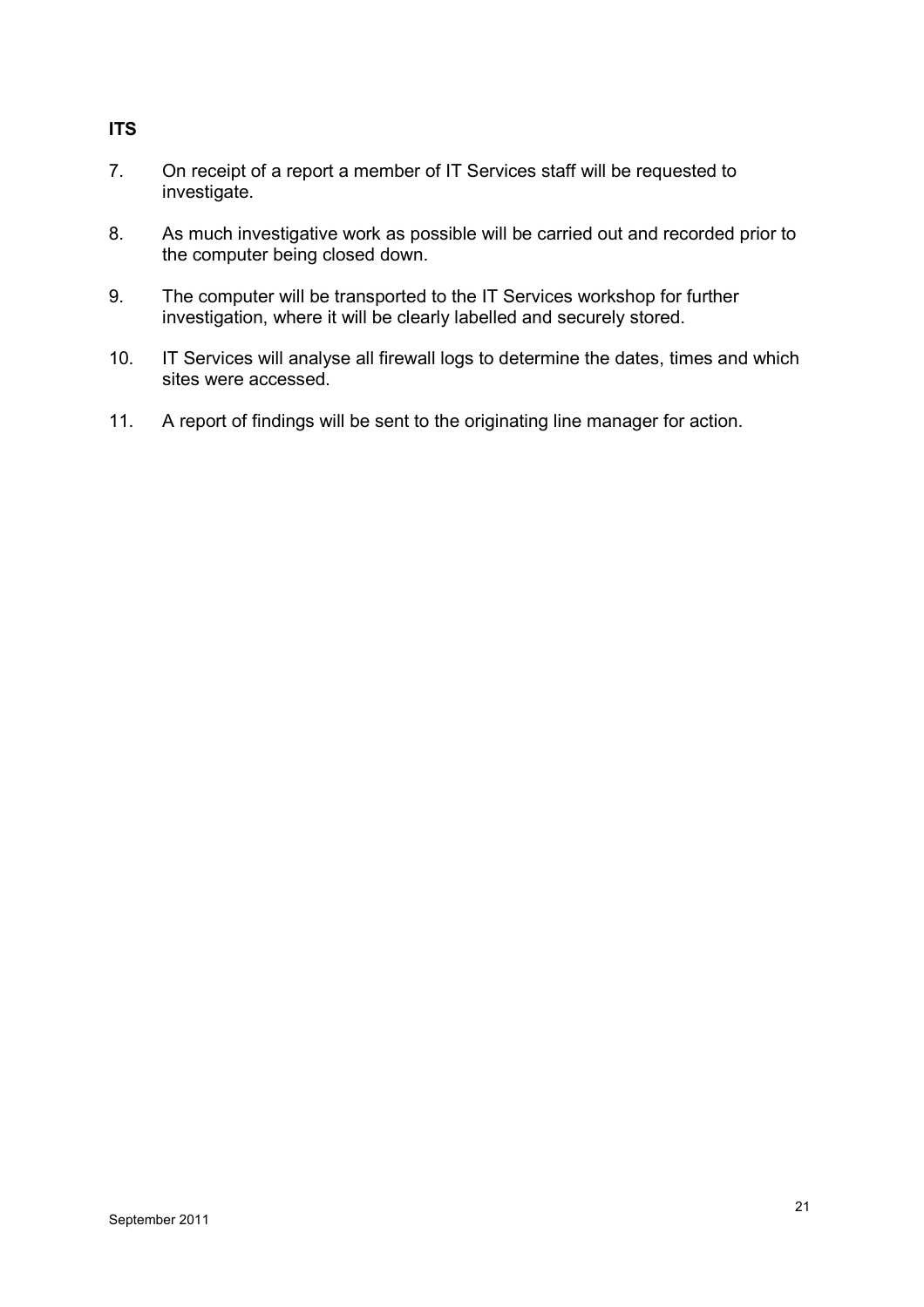**ITS**

7. On receipt of a report a member of IT Services staff will be requested to investigate.

8. As much investigative work as possible will be carried out and recorded prior to the computer being closed down.

9. The computer will be transported to the IT Services workshop for further investigation, where it will be clearly labelled and securely stored.

10. IT Services will analyse all firewall logs to determine the dates, times and which sites were accessed.

11. A report of findings will be sent to the originating line manager for action.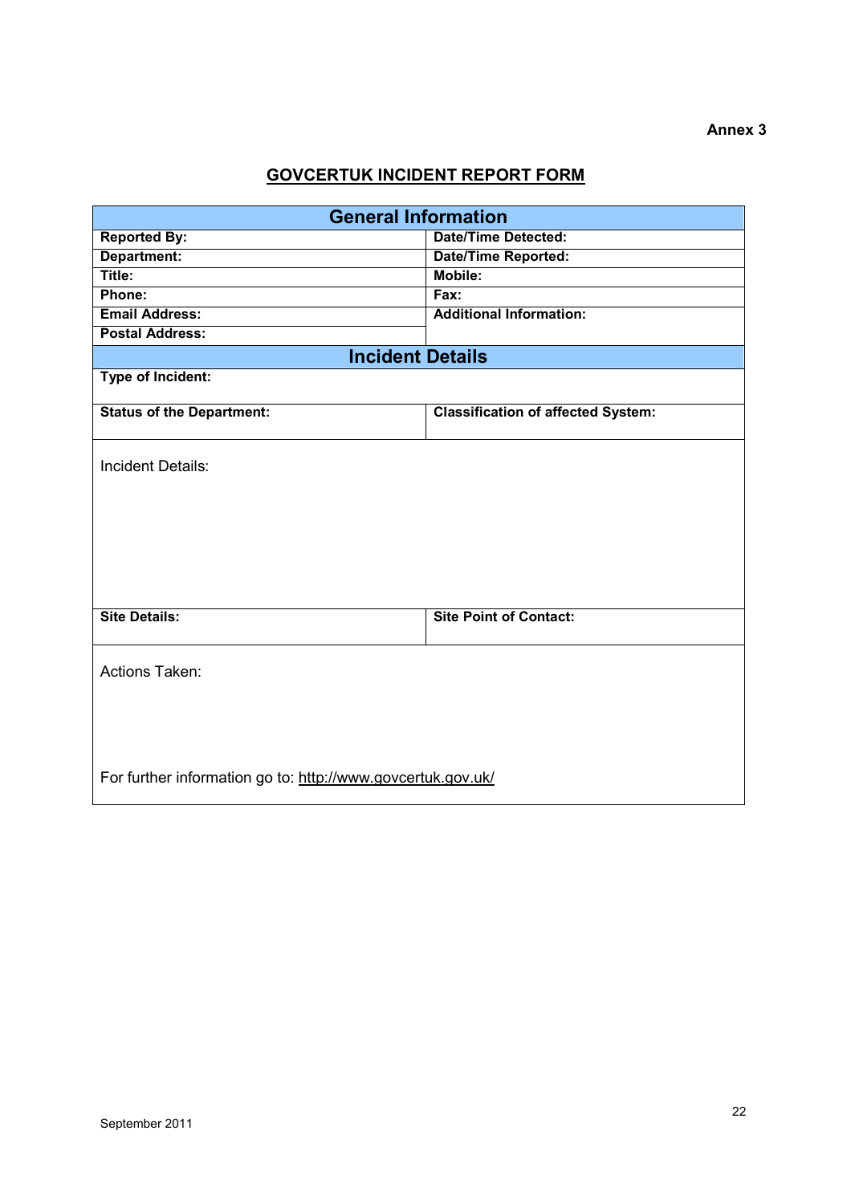**Annex 3**

## GOVCERTUK INCIDENT REPORT FORM

| General Information | |
|---|---|
| **Reported By:** | **Date/Time Detected:** |
| **Department:** | **Date/Time Reported:** |
| **Title:** | **Mobile:** |
| **Phone:** | **Fax:** |
| **Email Address:** | **Additional Information:** |
| **Postal Address:** | |
| **Incident Details** | |
| **Type of Incident:** | |
| **Status of the Department:** | **Classification of affected System:** |
| Incident Details: | |
| **Site Details:** | **Site Point of Contact:** |
| Actions Taken: | |
| For further information go to: http://www.govcertuk.gov.uk/ | |

September 2011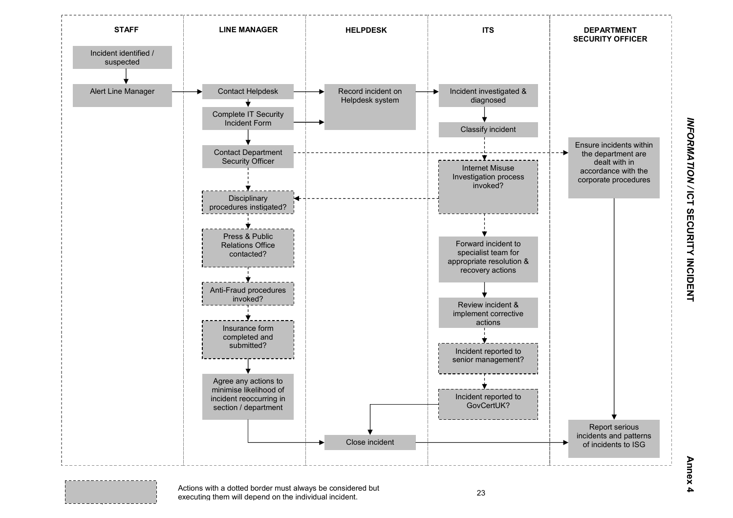## INFORMATION / ICT SECURITY INCIDENT

**Annex 4**

| STAFF | LINE MANAGER | HELPDESK | ITS | DEPARTMENT SECURITY OFFICER |
|---|---|---|---|---|
| Incident identified / suspected | | | | |
| Alert Line Manager | Contact Helpdesk | Record incident on Helpdesk system | Incident investigated & diagnosed | |
| | Complete IT Security Incident Form | | Classify incident | |
| | Contact Department Security Officer | | Internet Misuse Investigation process invoked? | Ensure incidents within the department are dealt with in accordance with the corporate procedures |
| | Disciplinary procedures instigated? | | Forward incident to specialist team for appropriate resolution & recovery actions | |
| | Press & Public Relations Office contacted? | | Review incident & implement corrective actions | |
| | Anti-Fraud procedures invoked? | | Incident reported to senior management? | |
| | Insurance form completed and submitted? | | Incident reported to GovCertUK? | |
| | Agree any actions to minimise likelihood of incident reoccurring in section / department | | | |
| | | Close incident | | Report serious incidents and patterns of incidents to ISG |

Actions with a dotted border must always be considered but executing them will depend on the individual incident.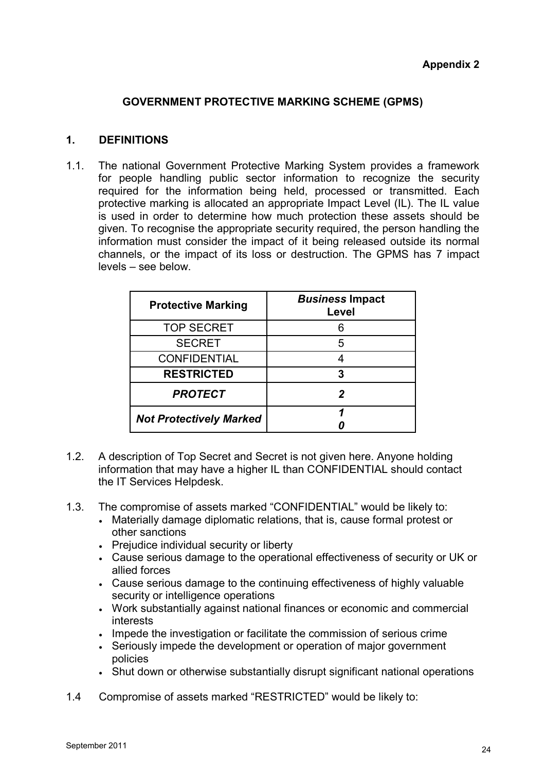**Appendix 2**

## GOVERNMENT PROTECTIVE MARKING SCHEME (GPMS)

### 1. DEFINITIONS

1.1. The national Government Protective Marking System provides a framework for people handling public sector information to recognize the security required for the information being held, processed or transmitted. Each protective marking is allocated an appropriate Impact Level (IL). The IL value is used in order to determine how much protection these assets should be given. To recognise the appropriate security required, the person handling the information must consider the impact of it being released outside its normal channels, or the impact of its loss or destruction. The GPMS has 7 impact levels – see below.

| Protective Marking | *Business* Impact Level |
|---|---|
| TOP SECRET | 6 |
| SECRET | 5 |
| CONFIDENTIAL | 4 |
| **RESTRICTED** | **3** |
| ***PROTECT*** | ***2*** |
| ***Not Protectively Marked*** | ***1*** <br> ***0*** |

1.2. A description of Top Secret and Secret is not given here. Anyone holding information that may have a higher IL than CONFIDENTIAL should contact the IT Services Helpdesk.

1.3. The compromise of assets marked "CONFIDENTIAL" would be likely to:

- Materially damage diplomatic relations, that is, cause formal protest or other sanctions
- Prejudice individual security or liberty
- Cause serious damage to the operational effectiveness of security or UK or allied forces
- Cause serious damage to the continuing effectiveness of highly valuable security or intelligence operations
- Work substantially against national finances or economic and commercial interests
- Impede the investigation or facilitate the commission of serious crime
- Seriously impede the development or operation of major government policies
- Shut down or otherwise substantially disrupt significant national operations

1.4 Compromise of assets marked "RESTRICTED" would be likely to: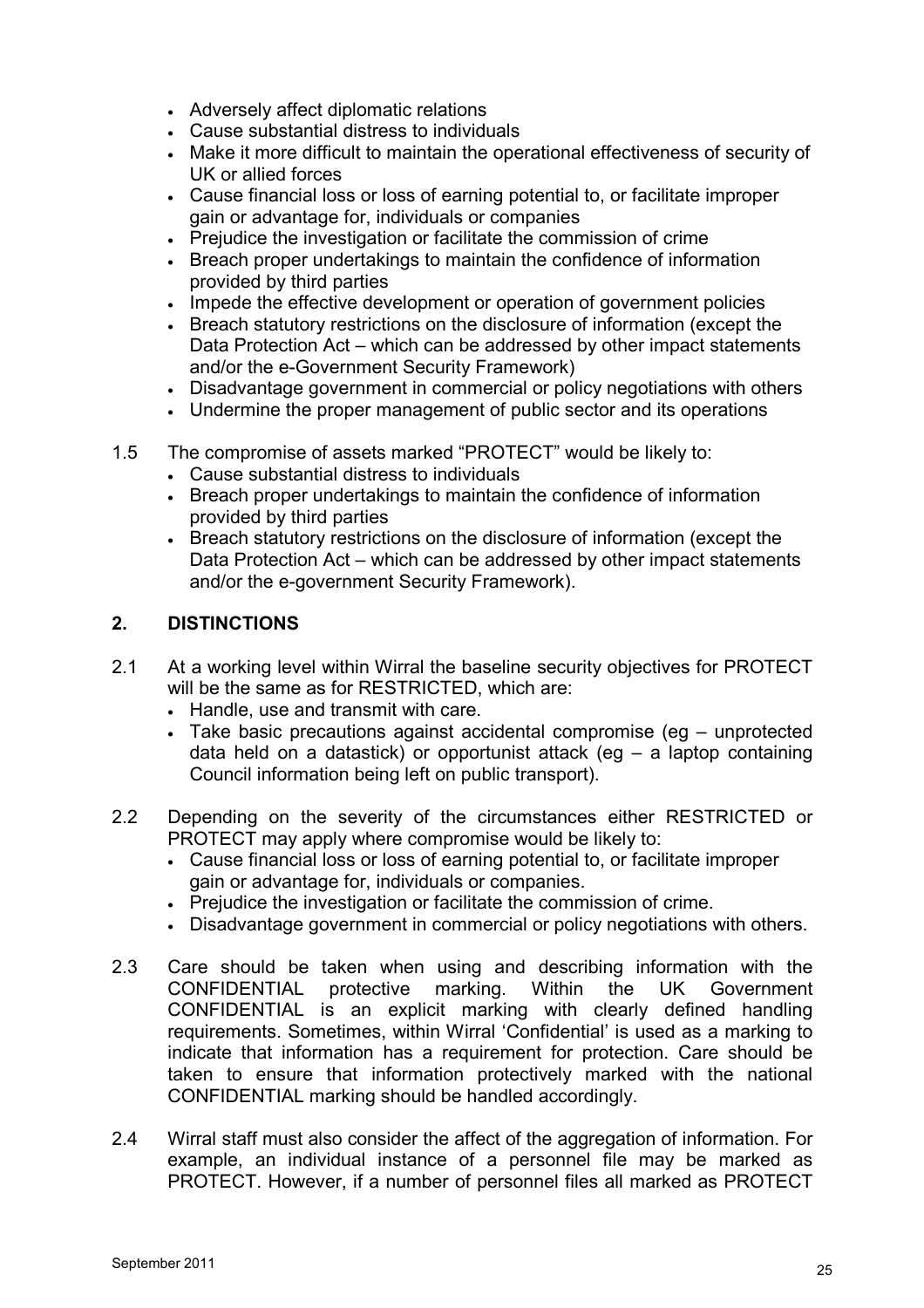- Adversely affect diplomatic relations
- Cause substantial distress to individuals
- Make it more difficult to maintain the operational effectiveness of security of UK or allied forces
- Cause financial loss or loss of earning potential to, or facilitate improper gain or advantage for, individuals or companies
- Prejudice the investigation or facilitate the commission of crime
- Breach proper undertakings to maintain the confidence of information provided by third parties
- Impede the effective development or operation of government policies
- Breach statutory restrictions on the disclosure of information (except the Data Protection Act – which can be addressed by other impact statements and/or the e-Government Security Framework)
- Disadvantage government in commercial or policy negotiations with others
- Undermine the proper management of public sector and its operations

1.5 The compromise of assets marked "PROTECT" would be likely to:
- Cause substantial distress to individuals
- Breach proper undertakings to maintain the confidence of information provided by third parties
- Breach statutory restrictions on the disclosure of information (except the Data Protection Act – which can be addressed by other impact statements and/or the e-government Security Framework).

## 2. DISTINCTIONS

2.1 At a working level within Wirral the baseline security objectives for PROTECT will be the same as for RESTRICTED, which are:
- Handle, use and transmit with care.
- Take basic precautions against accidental compromise (eg – unprotected data held on a datastick) or opportunist attack (eg – a laptop containing Council information being left on public transport).

2.2 Depending on the severity of the circumstances either RESTRICTED or PROTECT may apply where compromise would be likely to:
- Cause financial loss or loss of earning potential to, or facilitate improper gain or advantage for, individuals or companies.
- Prejudice the investigation or facilitate the commission of crime.
- Disadvantage government in commercial or policy negotiations with others.

2.3 Care should be taken when using and describing information with the CONFIDENTIAL protective marking. Within the UK Government CONFIDENTIAL is an explicit marking with clearly defined handling requirements. Sometimes, within Wirral 'Confidential' is used as a marking to indicate that information has a requirement for protection. Care should be taken to ensure that information protectively marked with the national CONFIDENTIAL marking should be handled accordingly.

2.4 Wirral staff must also consider the affect of the aggregation of information. For example, an individual instance of a personnel file may be marked as PROTECT. However, if a number of personnel files all marked as PROTECT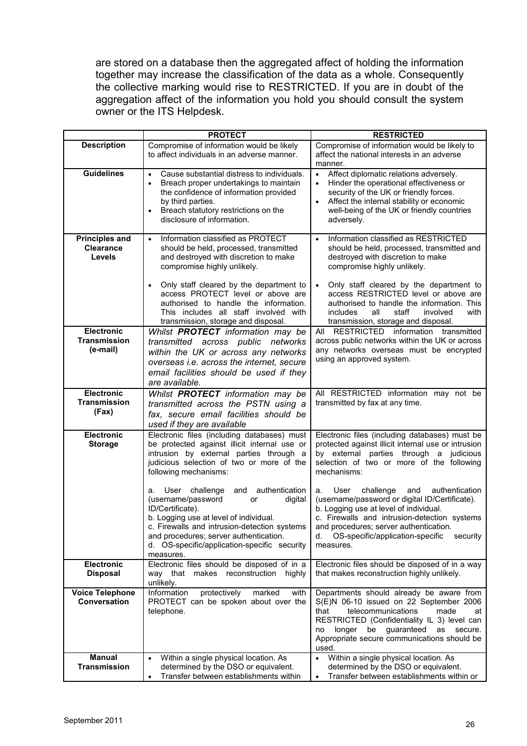are stored on a database then the aggregated affect of holding the information together may increase the classification of the data as a whole. Consequently the collective marking would rise to RESTRICTED. If you are in doubt of the aggregation affect of the information you hold you should consult the system owner or the ITS Helpdesk.

| | PROTECT | RESTRICTED |
|---|---|---|
| **Description** | Compromise of information would be likely to affect individuals in an adverse manner. | Compromise of information would be likely to affect the national interests in an adverse manner. |
| **Guidelines** | • Cause substantial distress to individuals.<br>• Breach proper undertakings to maintain the confidence of information provided by third parties.<br>• Breach statutory restrictions on the disclosure of information. | • Affect diplomatic relations adversely.<br>• Hinder the operational effectiveness or security of the UK or friendly forces.<br>• Affect the internal stability or economic well-being of the UK or friendly countries adversely. |
| **Principles and Clearance Levels** | • Information classified as PROTECT should be held, processed, transmitted and destroyed with discretion to make compromise highly unlikely.<br>• Only staff cleared by the department to access PROTECT level or above are authorised to handle the information. This includes all staff involved with transmission, storage and disposal. | • Information classified as RESTRICTED should be held, processed, transmitted and destroyed with discretion to make compromise highly unlikely.<br>• Only staff cleared by the department to access RESTRICTED level or above are authorised to handle the information. This includes all staff involved with transmission, storage and disposal. |
| **Electronic Transmission (e-mail)** | *Whilst **PROTECT** information may be transmitted across public networks within the UK or across any networks overseas i.e. across the internet, secure email facilities should be used if they are available.* | All RESTRICTED information transmitted across public networks within the UK or across any networks overseas must be encrypted using an approved system. |
| **Electronic Transmission (Fax)** | *Whilst **PROTECT** information may be transmitted across the PSTN using a fax, secure email facilities should be used if they are available* | All RESTRICTED information may not be transmitted by fax at any time. |
| **Electronic Storage** | Electronic files (including databases) must be protected against illicit internal use or intrusion by external parties through a judicious selection of two or more of the following mechanisms:<br><br>a. User challenge and authentication (username/password or digital ID/Certificate).<br>b. Logging use at level of individual.<br>c. Firewalls and intrusion-detection systems and procedures; server authentication.<br>d. OS-specific/application-specific security measures. | Electronic files (including databases) must be protected against illicit internal use or intrusion by external parties through a judicious selection of two or more of the following mechanisms:<br><br>a. User challenge and authentication (username/password or digital ID/Certificate).<br>b. Logging use at level of individual.<br>c. Firewalls and intrusion-detection systems and procedures; server authentication.<br>d. OS-specific/application-specific security measures. |
| **Electronic Disposal** | Electronic files should be disposed of in a way that makes reconstruction highly unlikely. | Electronic files should be disposed of in a way that makes reconstruction highly unlikely. |
| **Voice Telephone Conversation** | Information protectively marked with PROTECT can be spoken about over the telephone. | Departments should already be aware from S(E)N 06-10 issued on 22 September 2006 that telecommunications made at RESTRICTED (Confidentiality IL 3) level can no longer be guaranteed as secure. Appropriate secure communications should be used. |
| **Manual Transmission** | • Within a single physical location. As determined by the DSO or equivalent.<br>• Transfer between establishments within | • Within a single physical location. As determined by the DSO or equivalent.<br>• Transfer between establishments within or |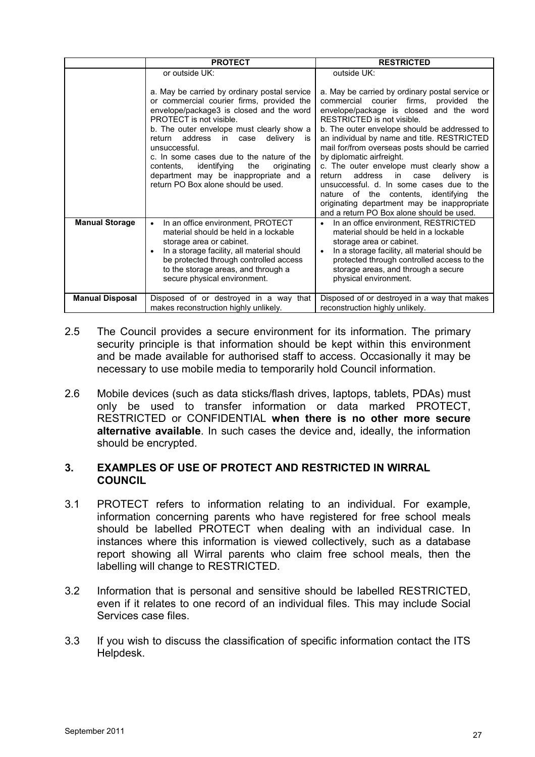| | PROTECT | RESTRICTED |
|---|---|---|
| | or outside UK:<br><br>a. May be carried by ordinary postal service or commercial courier firms, provided the envelope/package3 is closed and the word PROTECT is not visible.<br>b. The outer envelope must clearly show a return address in case delivery is unsuccessful.<br>c. In some cases due to the nature of the contents, identifying the originating department may be inappropriate and a return PO Box alone should be used. | outside UK:<br><br>a. May be carried by ordinary postal service or commercial courier firms, provided the envelope/package is closed and the word RESTRICTED is not visible.<br>b. The outer envelope should be addressed to an individual by name and title. RESTRICTED mail for/from overseas posts should be carried by diplomatic airfreight.<br>c. The outer envelope must clearly show a return address in case delivery is unsuccessful. d. In some cases due to the nature of the contents, identifying the originating department may be inappropriate and a return PO Box alone should be used. |
| **Manual Storage** | • In an office environment, PROTECT material should be held in a lockable storage area or cabinet.<br>• In a storage facility, all material should be protected through controlled access to the storage areas, and through a secure physical environment. | • In an office environment, RESTRICTED material should be held in a lockable storage area or cabinet.<br>• In a storage facility, all material should be protected through controlled access to the storage areas, and through a secure physical environment. |
| **Manual Disposal** | Disposed of or destroyed in a way that makes reconstruction highly unlikely. | Disposed of or destroyed in a way that makes reconstruction highly unlikely. |

2.5 The Council provides a secure environment for its information. The primary security principle is that information should be kept within this environment and be made available for authorised staff to access. Occasionally it may be necessary to use mobile media to temporarily hold Council information.

2.6 Mobile devices (such as data sticks/flash drives, laptops, tablets, PDAs) must only be used to transfer information or data marked PROTECT, RESTRICTED or CONFIDENTIAL **when there is no other more secure alternative available**. In such cases the device and, ideally, the information should be encrypted.

## 3. EXAMPLES OF USE OF PROTECT AND RESTRICTED IN WIRRAL COUNCIL

3.1 PROTECT refers to information relating to an individual. For example, information concerning parents who have registered for free school meals should be labelled PROTECT when dealing with an individual case. In instances where this information is viewed collectively, such as a database report showing all Wirral parents who claim free school meals, then the labelling will change to RESTRICTED.

3.2 Information that is personal and sensitive should be labelled RESTRICTED, even if it relates to one record of an individual files. This may include Social Services case files.

3.3 If you wish to discuss the classification of specific information contact the ITS Helpdesk.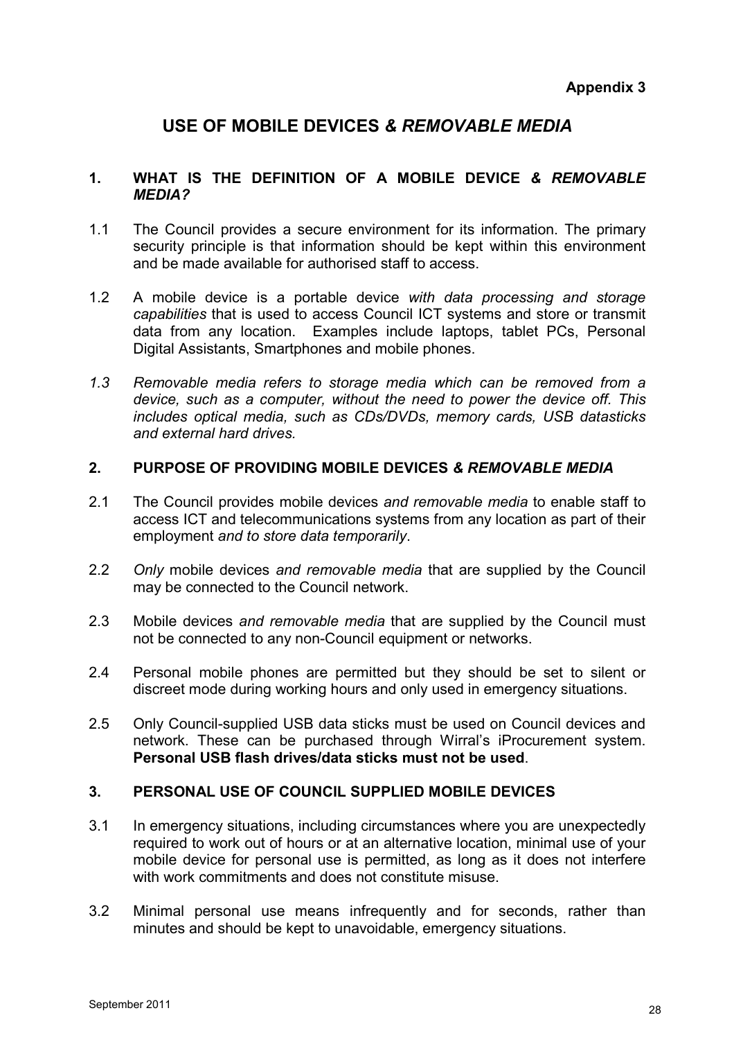**Appendix 3**

# USE OF MOBILE DEVICES *& REMOVABLE MEDIA*

## 1. WHAT IS THE DEFINITION OF A MOBILE DEVICE *& REMOVABLE MEDIA?*

1.1 The Council provides a secure environment for its information. The primary security principle is that information should be kept within this environment and be made available for authorised staff to access.

1.2 A mobile device is a portable device *with data processing and storage capabilities* that is used to access Council ICT systems and store or transmit data from any location. Examples include laptops, tablet PCs, Personal Digital Assistants, Smartphones and mobile phones.

*1.3 Removable media refers to storage media which can be removed from a device, such as a computer, without the need to power the device off. This includes optical media, such as CDs/DVDs, memory cards, USB datasticks and external hard drives.*

## 2. PURPOSE OF PROVIDING MOBILE DEVICES *& REMOVABLE MEDIA*

2.1 The Council provides mobile devices *and removable media* to enable staff to access ICT and telecommunications systems from any location as part of their employment *and to store data temporarily*.

2.2 *Only* mobile devices *and removable media* that are supplied by the Council may be connected to the Council network.

2.3 Mobile devices *and removable media* that are supplied by the Council must not be connected to any non-Council equipment or networks.

2.4 Personal mobile phones are permitted but they should be set to silent or discreet mode during working hours and only used in emergency situations.

2.5 Only Council-supplied USB data sticks must be used on Council devices and network. These can be purchased through Wirral's iProcurement system. **Personal USB flash drives/data sticks must not be used**.

## 3. PERSONAL USE OF COUNCIL SUPPLIED MOBILE DEVICES

3.1 In emergency situations, including circumstances where you are unexpectedly required to work out of hours or at an alternative location, minimal use of your mobile device for personal use is permitted, as long as it does not interfere with work commitments and does not constitute misuse.

3.2 Minimal personal use means infrequently and for seconds, rather than minutes and should be kept to unavoidable, emergency situations.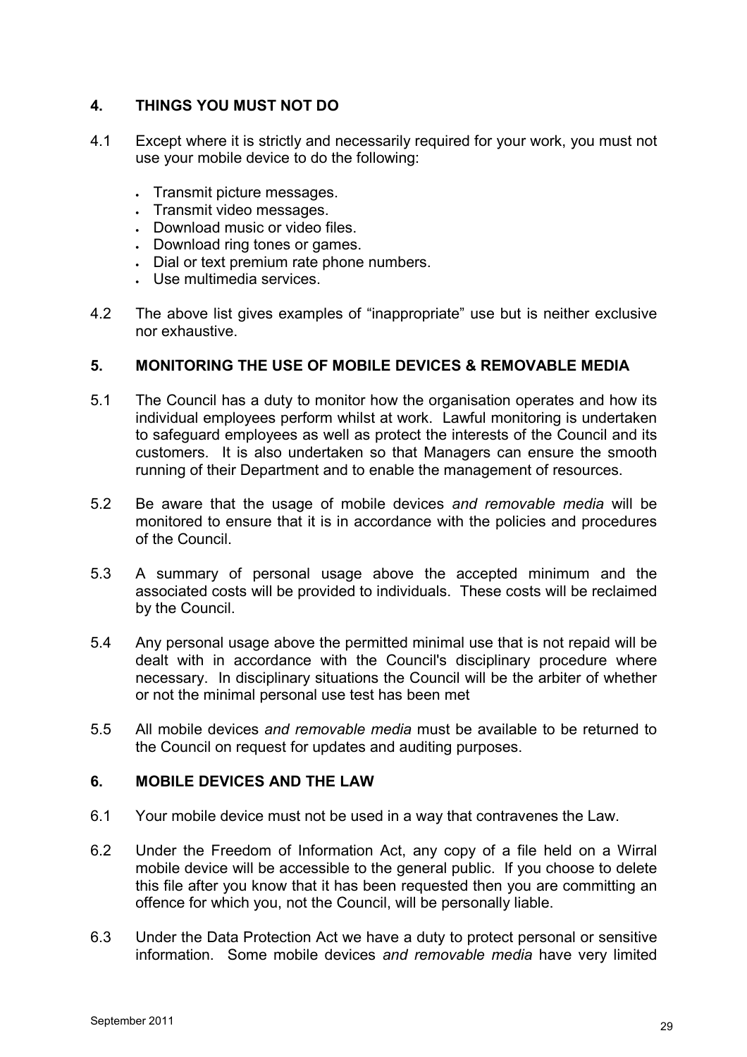## 4. THINGS YOU MUST NOT DO

4.1 Except where it is strictly and necessarily required for your work, you must not use your mobile device to do the following:

- Transmit picture messages.
- Transmit video messages.
- Download music or video files.
- Download ring tones or games.
- Dial or text premium rate phone numbers.
- Use multimedia services.

4.2 The above list gives examples of “inappropriate” use but is neither exclusive nor exhaustive.

## 5. MONITORING THE USE OF MOBILE DEVICES & REMOVABLE MEDIA

5.1 The Council has a duty to monitor how the organisation operates and how its individual employees perform whilst at work. Lawful monitoring is undertaken to safeguard employees as well as protect the interests of the Council and its customers. It is also undertaken so that Managers can ensure the smooth running of their Department and to enable the management of resources.

5.2 Be aware that the usage of mobile devices *and removable media* will be monitored to ensure that it is in accordance with the policies and procedures of the Council.

5.3 A summary of personal usage above the accepted minimum and the associated costs will be provided to individuals. These costs will be reclaimed by the Council.

5.4 Any personal usage above the permitted minimal use that is not repaid will be dealt with in accordance with the Council's disciplinary procedure where necessary. In disciplinary situations the Council will be the arbiter of whether or not the minimal personal use test has been met

5.5 All mobile devices *and removable media* must be available to be returned to the Council on request for updates and auditing purposes.

## 6. MOBILE DEVICES AND THE LAW

6.1 Your mobile device must not be used in a way that contravenes the Law.

6.2 Under the Freedom of Information Act, any copy of a file held on a Wirral mobile device will be accessible to the general public. If you choose to delete this file after you know that it has been requested then you are committing an offence for which you, not the Council, will be personally liable.

6.3 Under the Data Protection Act we have a duty to protect personal or sensitive information. Some mobile devices *and removable media* have very limited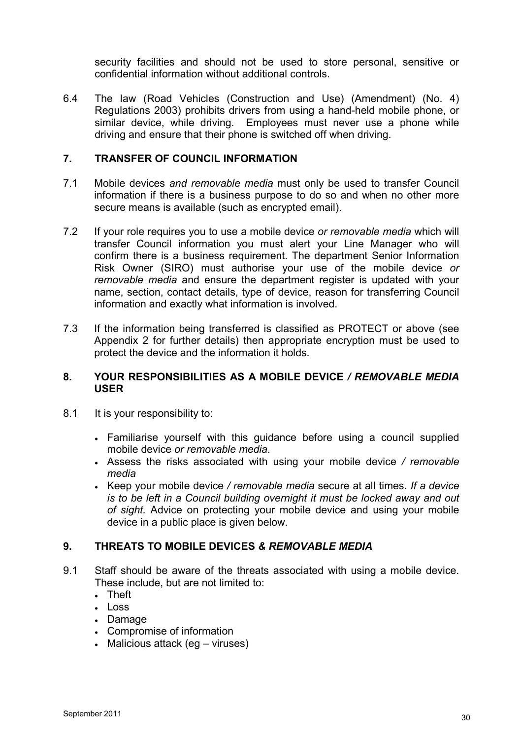security facilities and should not be used to store personal, sensitive or confidential information without additional controls.

6.4 The law (Road Vehicles (Construction and Use) (Amendment) (No. 4) Regulations 2003) prohibits drivers from using a hand-held mobile phone, or similar device, while driving. Employees must never use a phone while driving and ensure that their phone is switched off when driving.

## 7. TRANSFER OF COUNCIL INFORMATION

7.1 Mobile devices *and removable media* must only be used to transfer Council information if there is a business purpose to do so and when no other more secure means is available (such as encrypted email).

7.2 If your role requires you to use a mobile device *or removable media* which will transfer Council information you must alert your Line Manager who will confirm there is a business requirement. The department Senior Information Risk Owner (SIRO) must authorise your use of the mobile device *or removable media* and ensure the department register is updated with your name, section, contact details, type of device, reason for transferring Council information and exactly what information is involved.

7.3 If the information being transferred is classified as PROTECT or above (see Appendix 2 for further details) then appropriate encryption must be used to protect the device and the information it holds.

## 8. YOUR RESPONSIBILITIES AS A MOBILE DEVICE */ REMOVABLE MEDIA* USER

8.1 It is your responsibility to:

- Familiarise yourself with this guidance before using a council supplied mobile device *or removable media*.
- Assess the risks associated with using your mobile device */ removable media*
- Keep your mobile device */ removable media* secure at all times. *If a device is to be left in a Council building overnight it must be locked away and out of sight.* Advice on protecting your mobile device and using your mobile device in a public place is given below.

## 9. THREATS TO MOBILE DEVICES & *REMOVABLE MEDIA*

9.1 Staff should be aware of the threats associated with using a mobile device. These include, but are not limited to:

- Theft
- Loss
- Damage
- Compromise of information
- Malicious attack (eg – viruses)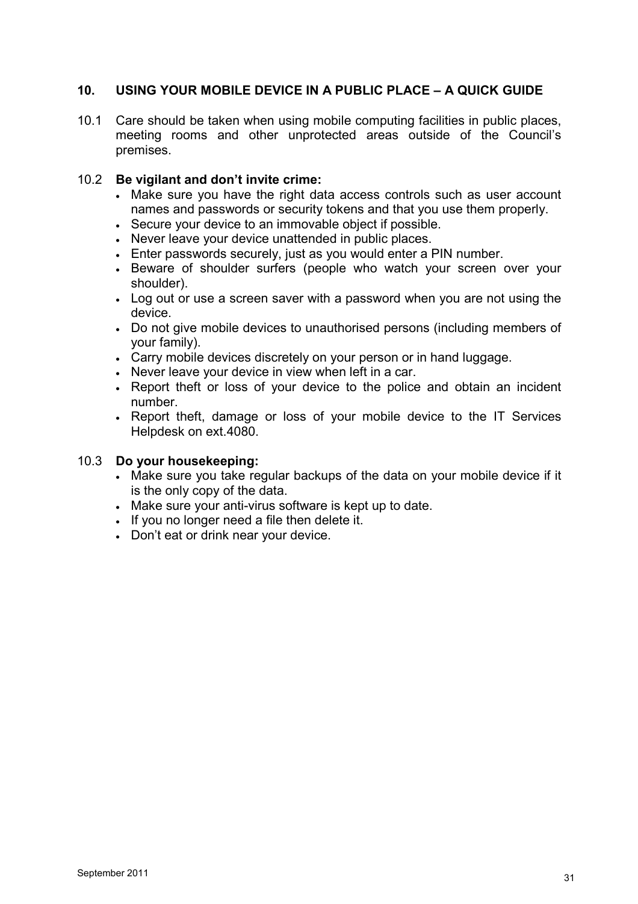## 10. USING YOUR MOBILE DEVICE IN A PUBLIC PLACE – A QUICK GUIDE

10.1 Care should be taken when using mobile computing facilities in public places, meeting rooms and other unprotected areas outside of the Council's premises.

10.2 **Be vigilant and don't invite crime:**

- Make sure you have the right data access controls such as user account names and passwords or security tokens and that you use them properly.
- Secure your device to an immovable object if possible.
- Never leave your device unattended in public places.
- Enter passwords securely, just as you would enter a PIN number.
- Beware of shoulder surfers (people who watch your screen over your shoulder).
- Log out or use a screen saver with a password when you are not using the device.
- Do not give mobile devices to unauthorised persons (including members of your family).
- Carry mobile devices discretely on your person or in hand luggage.
- Never leave your device in view when left in a car.
- Report theft or loss of your device to the police and obtain an incident number.
- Report theft, damage or loss of your mobile device to the IT Services Helpdesk on ext.4080.

10.3 **Do your housekeeping:**

- Make sure you take regular backups of the data on your mobile device if it is the only copy of the data.
- Make sure your anti-virus software is kept up to date.
- If you no longer need a file then delete it.
- Don't eat or drink near your device.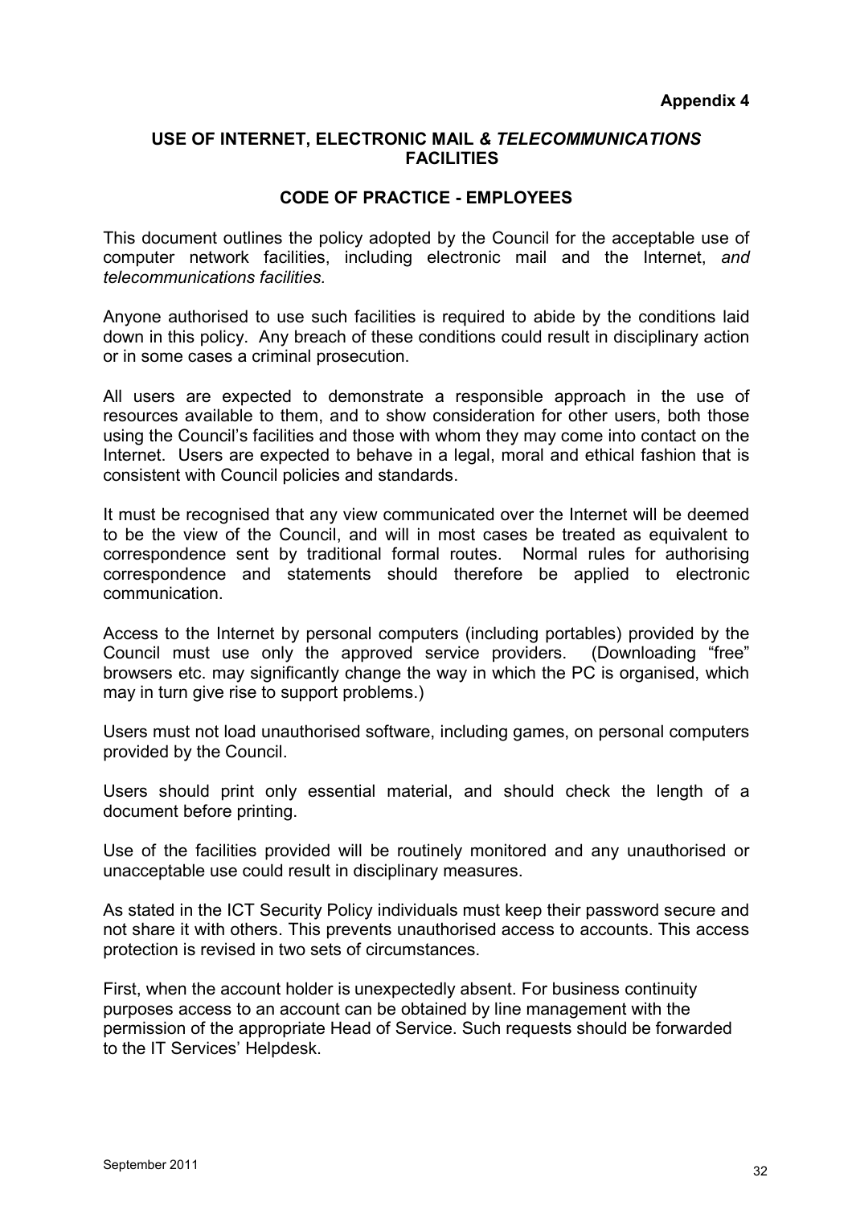**Appendix 4**

## USE OF INTERNET, ELECTRONIC MAIL & *TELECOMMUNICATIONS* FACILITIES

## CODE OF PRACTICE - EMPLOYEES

This document outlines the policy adopted by the Council for the acceptable use of computer network facilities, including electronic mail and the Internet, *and telecommunications facilities.*

Anyone authorised to use such facilities is required to abide by the conditions laid down in this policy. Any breach of these conditions could result in disciplinary action or in some cases a criminal prosecution.

All users are expected to demonstrate a responsible approach in the use of resources available to them, and to show consideration for other users, both those using the Council's facilities and those with whom they may come into contact on the Internet. Users are expected to behave in a legal, moral and ethical fashion that is consistent with Council policies and standards.

It must be recognised that any view communicated over the Internet will be deemed to be the view of the Council, and will in most cases be treated as equivalent to correspondence sent by traditional formal routes. Normal rules for authorising correspondence and statements should therefore be applied to electronic communication.

Access to the Internet by personal computers (including portables) provided by the Council must use only the approved service providers. (Downloading "free" browsers etc. may significantly change the way in which the PC is organised, which may in turn give rise to support problems.)

Users must not load unauthorised software, including games, on personal computers provided by the Council.

Users should print only essential material, and should check the length of a document before printing.

Use of the facilities provided will be routinely monitored and any unauthorised or unacceptable use could result in disciplinary measures.

As stated in the ICT Security Policy individuals must keep their password secure and not share it with others. This prevents unauthorised access to accounts. This access protection is revised in two sets of circumstances.

First, when the account holder is unexpectedly absent. For business continuity purposes access to an account can be obtained by line management with the permission of the appropriate Head of Service. Such requests should be forwarded to the IT Services' Helpdesk.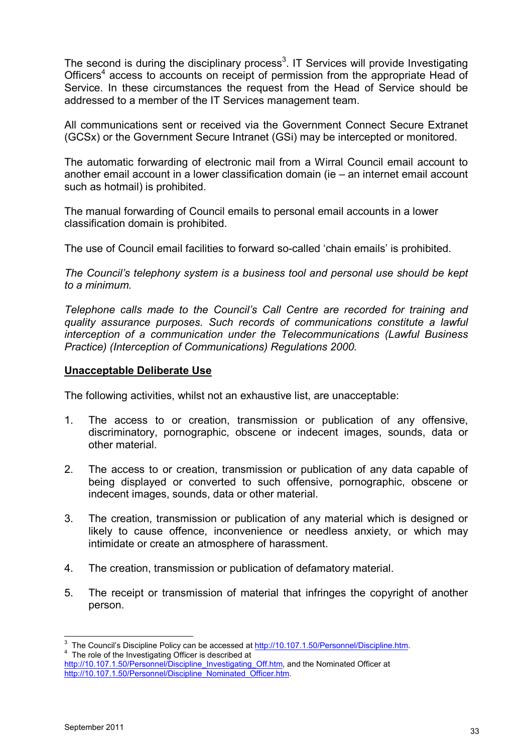The second is during the disciplinary process[3]. IT Services will provide Investigating Officers[4] access to accounts on receipt of permission from the appropriate Head of Service. In these circumstances the request from the Head of Service should be addressed to a member of the IT Services management team.

All communications sent or received via the Government Connect Secure Extranet (GCSx) or the Government Secure Intranet (GSi) may be intercepted or monitored.

The automatic forwarding of electronic mail from a Wirral Council email account to another email account in a lower classification domain (ie – an internet email account such as hotmail) is prohibited.

The manual forwarding of Council emails to personal email accounts in a lower classification domain is prohibited.

The use of Council email facilities to forward so-called 'chain emails' is prohibited.

*The Council's telephony system is a business tool and personal use should be kept to a minimum.*

*Telephone calls made to the Council's Call Centre are recorded for training and quality assurance purposes. Such records of communications constitute a lawful interception of a communication under the Telecommunications (Lawful Business Practice) (Interception of Communications) Regulations 2000.*

## Unacceptable Deliberate Use

The following activities, whilst not an exhaustive list, are unacceptable:

1. The access to or creation, transmission or publication of any offensive, discriminatory, pornographic, obscene or indecent images, sounds, data or other material.

2. The access to or creation, transmission or publication of any data capable of being displayed or converted to such offensive, pornographic, obscene or indecent images, sounds, data or other material.

3. The creation, transmission or publication of any material which is designed or likely to cause offence, inconvenience or needless anxiety, or which may intimidate or create an atmosphere of harassment.

4. The creation, transmission or publication of defamatory material.

5. The receipt or transmission of material that infringes the copyright of another person.

---

[3] The Council's Discipline Policy can be accessed at http://10.107.1.50/Personnel/Discipline.htm.

[4] The role of the Investigating Officer is described at http://10.107.1.50/Personnel/Discipline_Investigating_Off.htm, and the Nominated Officer at http://10.107.1.50/Personnel/Discipline_Nominated_Officer.htm.

September 2011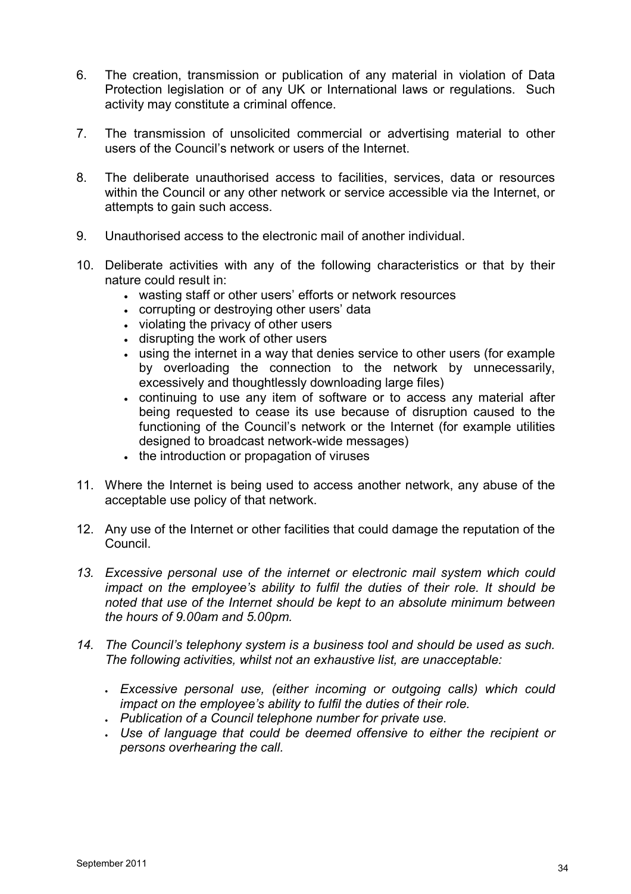6. The creation, transmission or publication of any material in violation of Data Protection legislation or of any UK or International laws or regulations. Such activity may constitute a criminal offence.

7. The transmission of unsolicited commercial or advertising material to other users of the Council's network or users of the Internet.

8. The deliberate unauthorised access to facilities, services, data or resources within the Council or any other network or service accessible via the Internet, or attempts to gain such access.

9. Unauthorised access to the electronic mail of another individual.

10. Deliberate activities with any of the following characteristics or that by their nature could result in:
    - wasting staff or other users' efforts or network resources
    - corrupting or destroying other users' data
    - violating the privacy of other users
    - disrupting the work of other users
    - using the internet in a way that denies service to other users (for example by overloading the connection to the network by unnecessarily, excessively and thoughtlessly downloading large files)
    - continuing to use any item of software or to access any material after being requested to cease its use because of disruption caused to the functioning of the Council's network or the Internet (for example utilities designed to broadcast network-wide messages)
    - the introduction or propagation of viruses

11. Where the Internet is being used to access another network, any abuse of the acceptable use policy of that network.

12. Any use of the Internet or other facilities that could damage the reputation of the Council.

13. *Excessive personal use of the internet or electronic mail system which could impact on the employee's ability to fulfil the duties of their role. It should be noted that use of the Internet should be kept to an absolute minimum between the hours of 9.00am and 5.00pm.*

14. *The Council's telephony system is a business tool and should be used as such. The following activities, whilst not an exhaustive list, are unacceptable:*

    - *Excessive personal use, (either incoming or outgoing calls) which could impact on the employee's ability to fulfil the duties of their role.*
    - *Publication of a Council telephone number for private use.*
    - *Use of language that could be deemed offensive to either the recipient or persons overhearing the call.*